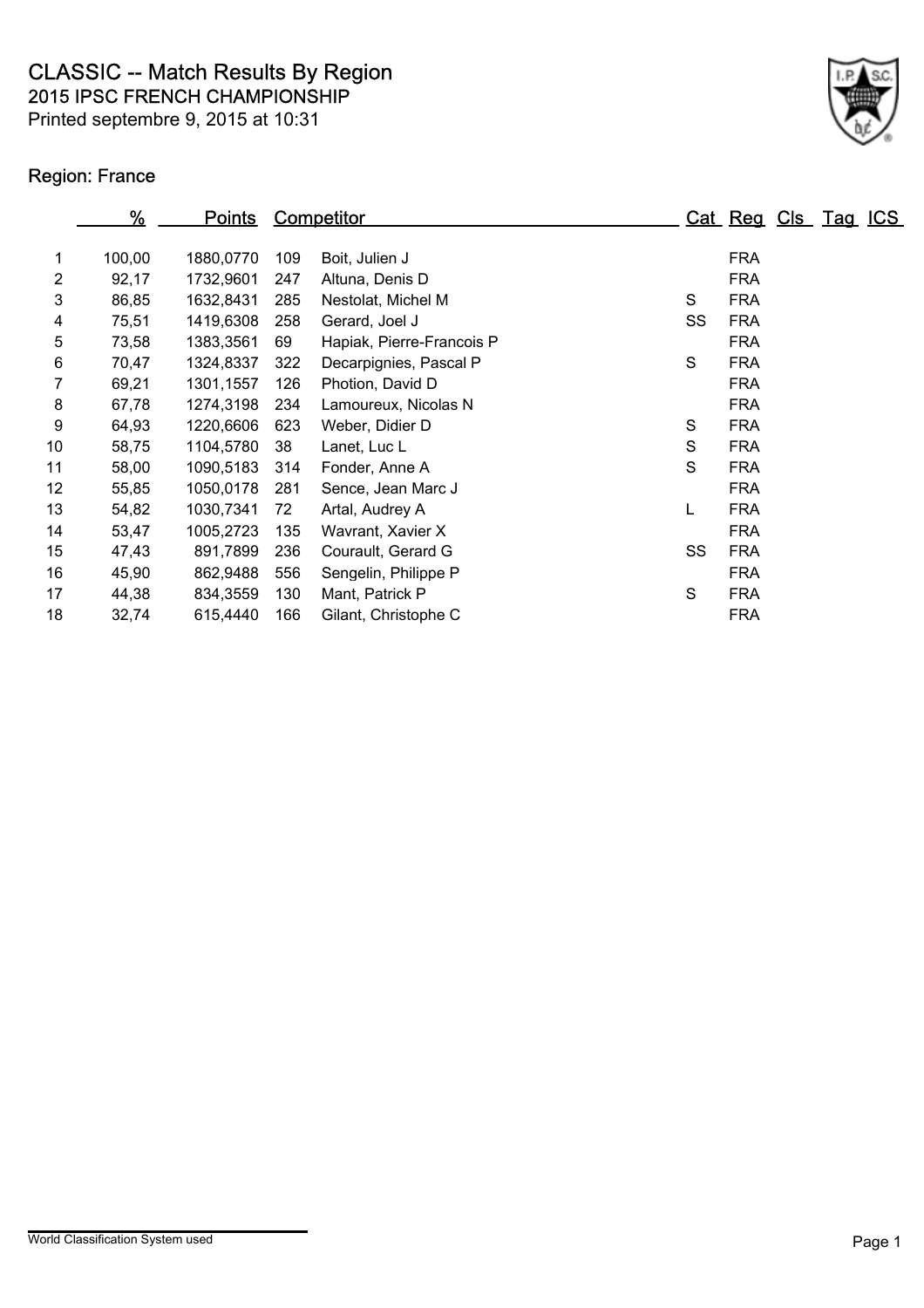# CLASSIC -- Match Results By Region

## 2015 IPSC FRENCH CHAMPIONSHIP

Printed septembre 9, 2015 at 10:31

### Region: France

| | % | Points | Competitor | | Cat | Reg | Cls | Tag | ICS |
|---|---|---|---|---|---|---|---|---|---|
| 1 | 100,00 | 1880,0770 | 109 | Boit, Julien J | | FRA | | | |
| 2 | 92,17 | 1732,9601 | 247 | Altuna, Denis D | | FRA | | | |
| 3 | 86,85 | 1632,8431 | 285 | Nestolat, Michel M | S | FRA | | | |
| 4 | 75,51 | 1419,6308 | 258 | Gerard, Joel J | SS | FRA | | | |
| 5 | 73,58 | 1383,3561 | 69 | Hapiak, Pierre-Francois P | | FRA | | | |
| 6 | 70,47 | 1324,8337 | 322 | Decarpignies, Pascal P | S | FRA | | | |
| 7 | 69,21 | 1301,1557 | 126 | Photion, David D | | FRA | | | |
| 8 | 67,78 | 1274,3198 | 234 | Lamoureux, Nicolas N | | FRA | | | |
| 9 | 64,93 | 1220,6606 | 623 | Weber, Didier D | S | FRA | | | |
| 10 | 58,75 | 1104,5780 | 38 | Lanet, Luc L | S | FRA | | | |
| 11 | 58,00 | 1090,5183 | 314 | Fonder, Anne A | S | FRA | | | |
| 12 | 55,85 | 1050,0178 | 281 | Sence, Jean Marc J | | FRA | | | |
| 13 | 54,82 | 1030,7341 | 72 | Artal, Audrey A | L | FRA | | | |
| 14 | 53,47 | 1005,2723 | 135 | Wavrant, Xavier X | | FRA | | | |
| 15 | 47,43 | 891,7899 | 236 | Courault, Gerard G | SS | FRA | | | |
| 16 | 45,90 | 862,9488 | 556 | Sengelin, Philippe P | | FRA | | | |
| 17 | 44,38 | 834,3559 | 130 | Mant, Patrick P | S | FRA | | | |
| 18 | 32,74 | 615,4440 | 166 | Gilant, Christophe C | | FRA | | | |

World Classification System used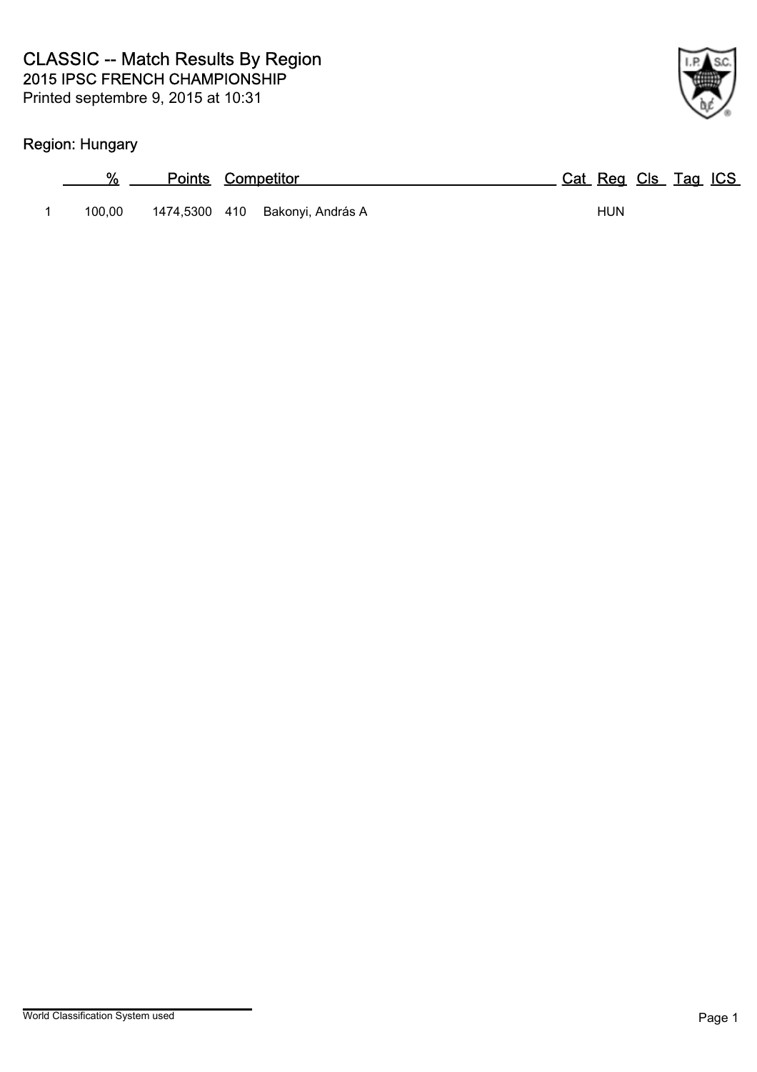# CLASSIC -- Match Results By Region

## 2015 IPSC FRENCH CHAMPIONSHIP

Printed septembre 9, 2015 at 10:31

### Region: Hungary

| | % | Points | Competitor | | Cat | Reg | Cls | Tag | ICS |
|---|---|---|---|---|---|---|---|---|---|
| 1 | 100,00 | 1474,5300 | 410 | Bakonyi, András A | | HUN | | | |

World Classification System used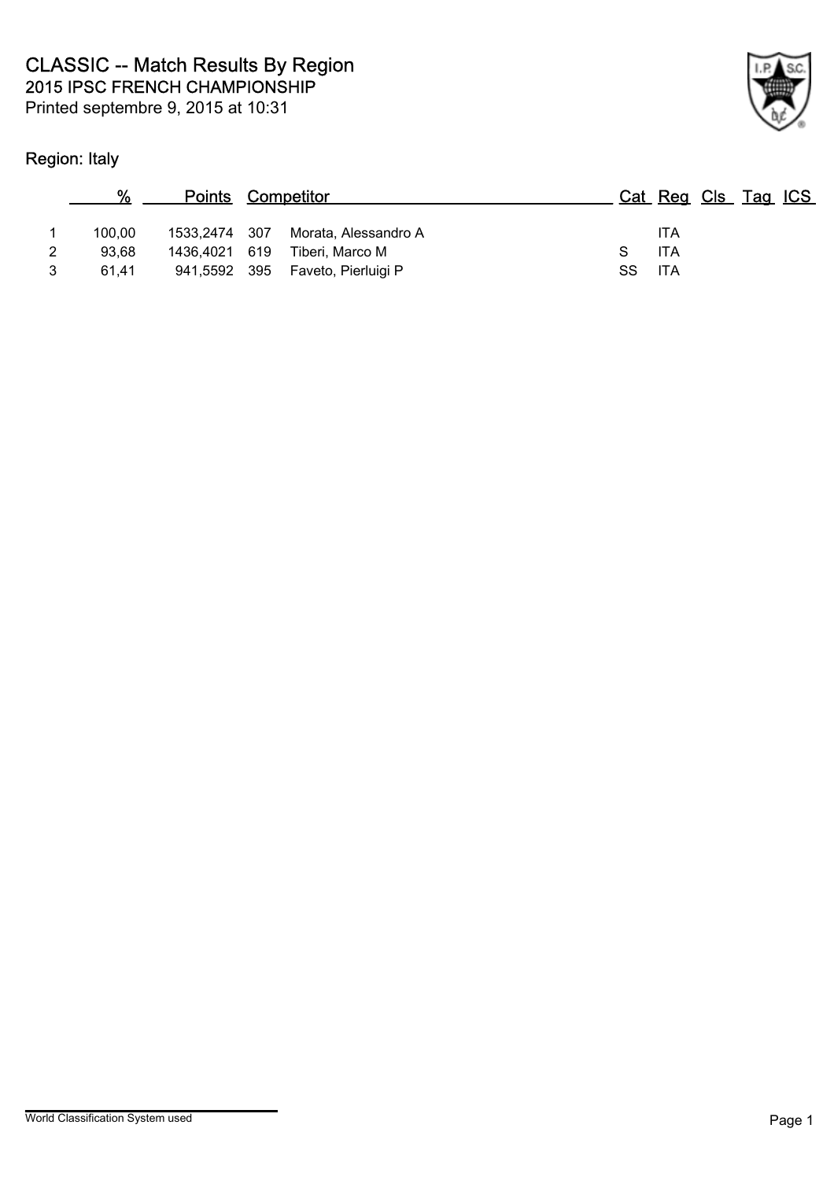# CLASSIC -- Match Results By Region

## 2015 IPSC FRENCH CHAMPIONSHIP

Printed septembre 9, 2015 at 10:31

### Region: Italy

| | % | Points | | Competitor | Cat | Reg | Cls | Tag | ICS |
|---|---|---|---|---|---|---|---|---|---|
| 1 | 100,00 | 1533,2474 | 307 | Morata, Alessandro A | | ITA | | | |
| 2 | 93,68 | 1436,4021 | 619 | Tiberi, Marco M | S | ITA | | | |
| 3 | 61,41 | 941,5592 | 395 | Faveto, Pierluigi P | SS | ITA | | | |

World Classification System used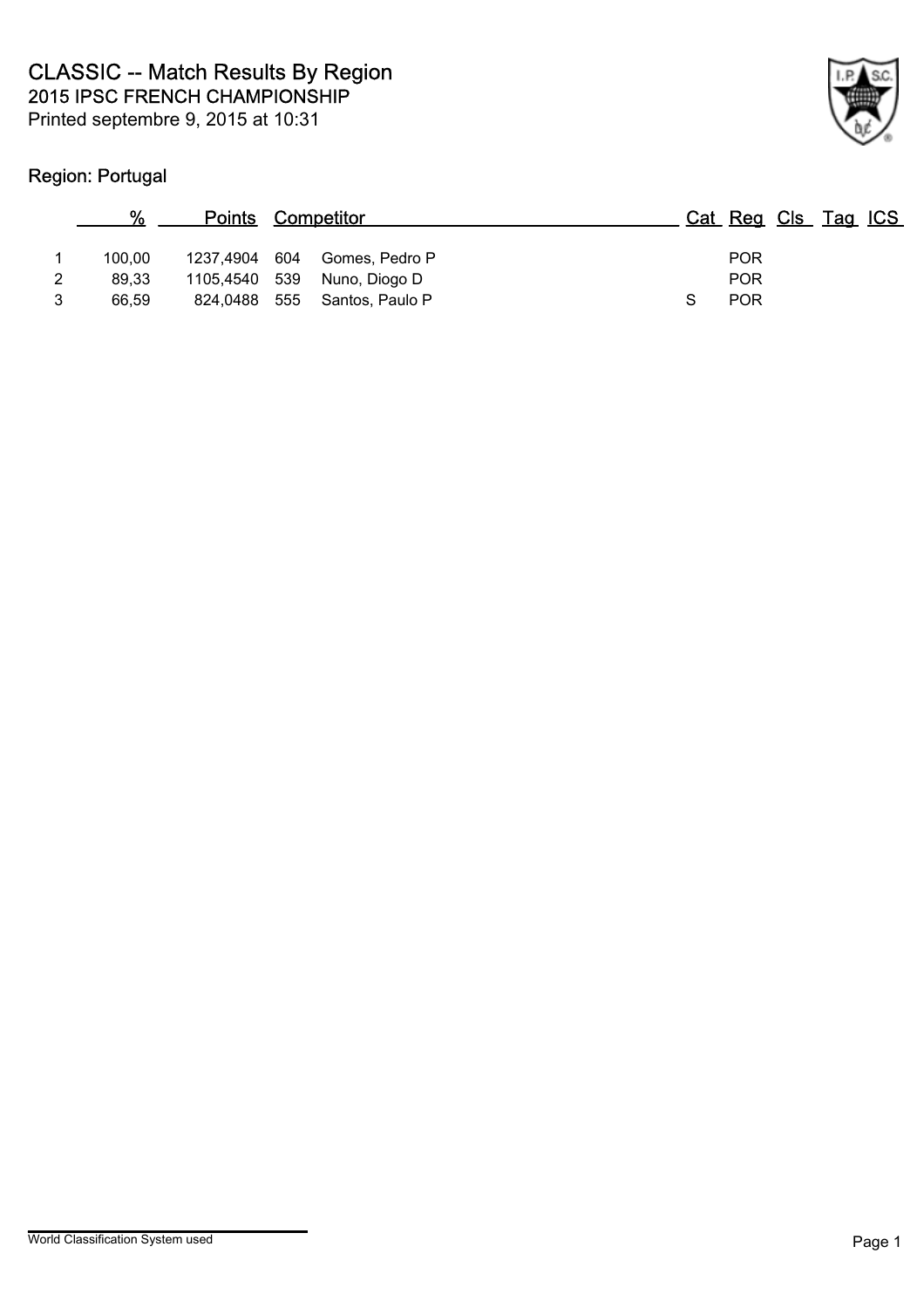# CLASSIC -- Match Results By Region

## 2015 IPSC FRENCH CHAMPIONSHIP

Printed septembre 9, 2015 at 10:31

### Region: Portugal

| | % | Points | | Competitor | Cat | Reg | Cls | Tag | ICS |
|---|---|---|---|---|---|---|---|---|---|
| 1 | 100,00 | 1237,4904 | 604 | Gomes, Pedro P | | POR | | | |
| 2 | 89,33 | 1105,4540 | 539 | Nuno, Diogo D | | POR | | | |
| 3 | 66,59 | 824,0488 | 555 | Santos, Paulo P | S | POR | | | |

World Classification System used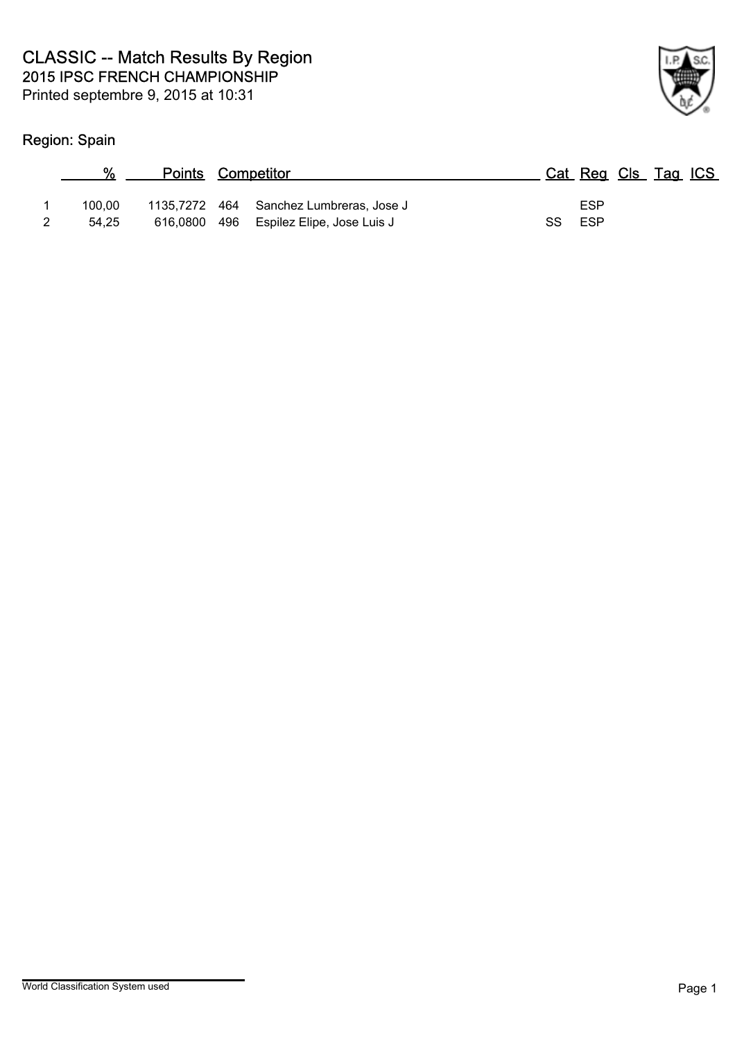# CLASSIC -- Match Results By Region

## 2015 IPSC FRENCH CHAMPIONSHIP

Printed septembre 9, 2015 at 10:31

### Region: Spain

| | % | Points | | Competitor | Cat | Reg | Cls | Tag | ICS |
|---|---|---|---|---|---|---|---|---|---|
| 1 | 100,00 | 1135,7272 | 464 | Sanchez Lumbreras, Jose J | | ESP | | | |
| 2 | 54,25 | 616,0800 | 496 | Espilez Elipe, Jose Luis J | SS | ESP | | | |

World Classification System used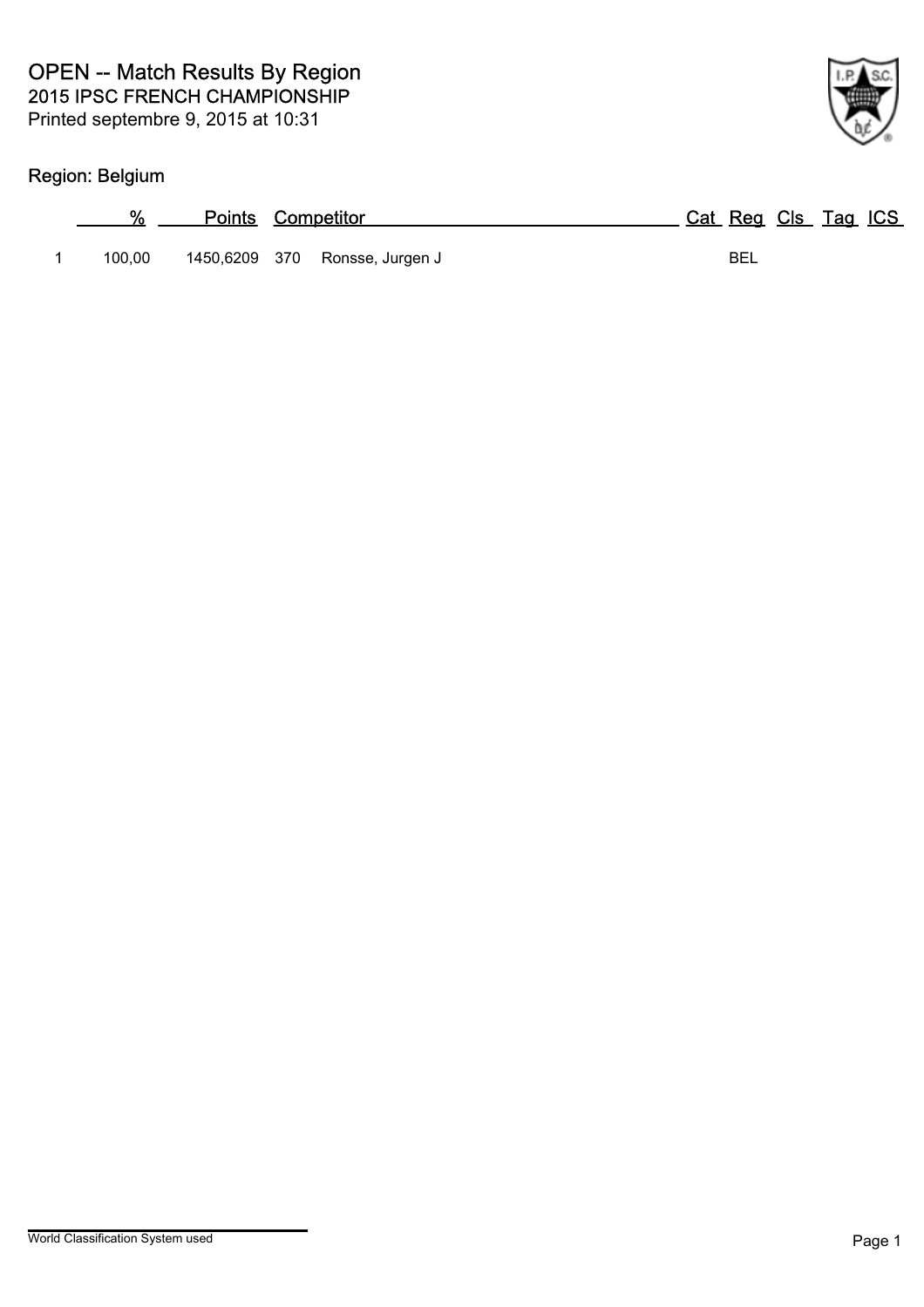# OPEN -- Match Results By Region

## 2015 IPSC FRENCH CHAMPIONSHIP

Printed septembre 9, 2015 at 10:31

### Region: Belgium

| | % | Points | Competitor | | Cat | Reg | Cls | Tag | ICS |
|---|---|---|---|---|---|---|---|---|---|
| 1 | 100,00 | 1450,6209 | 370 | Ronsse, Jurgen J | | BEL | | | |

World Classification System used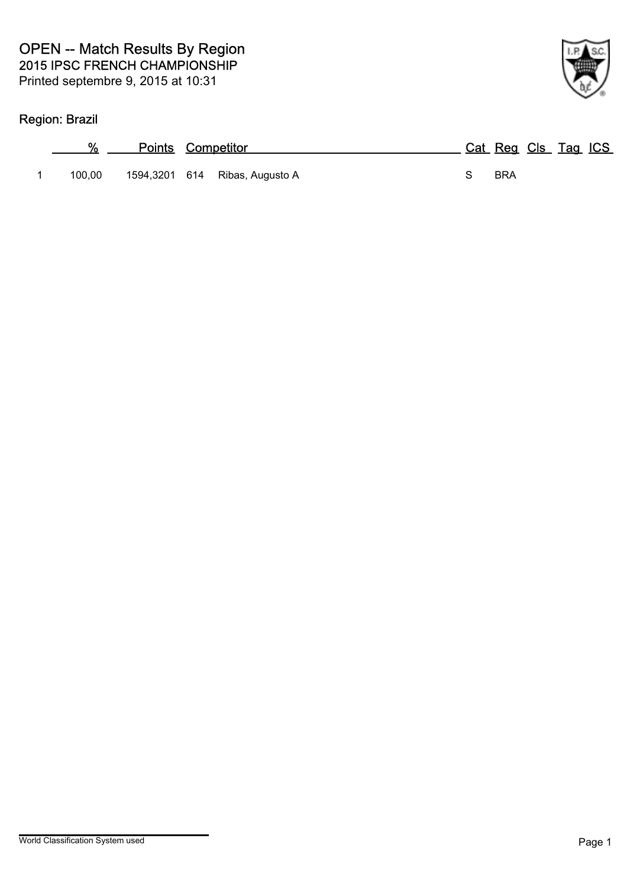# OPEN -- Match Results By Region

## 2015 IPSC FRENCH CHAMPIONSHIP

Printed septembre 9, 2015 at 10:31

### Region: Brazil

| | % | Points | Competitor | | Cat | Reg | Cls | Tag | ICS |
|---|---|---|---|---|---|---|---|---|---|
| 1 | 100,00 | 1594,3201 | 614 | Ribas, Augusto A | S | BRA | | | |

World Classification System used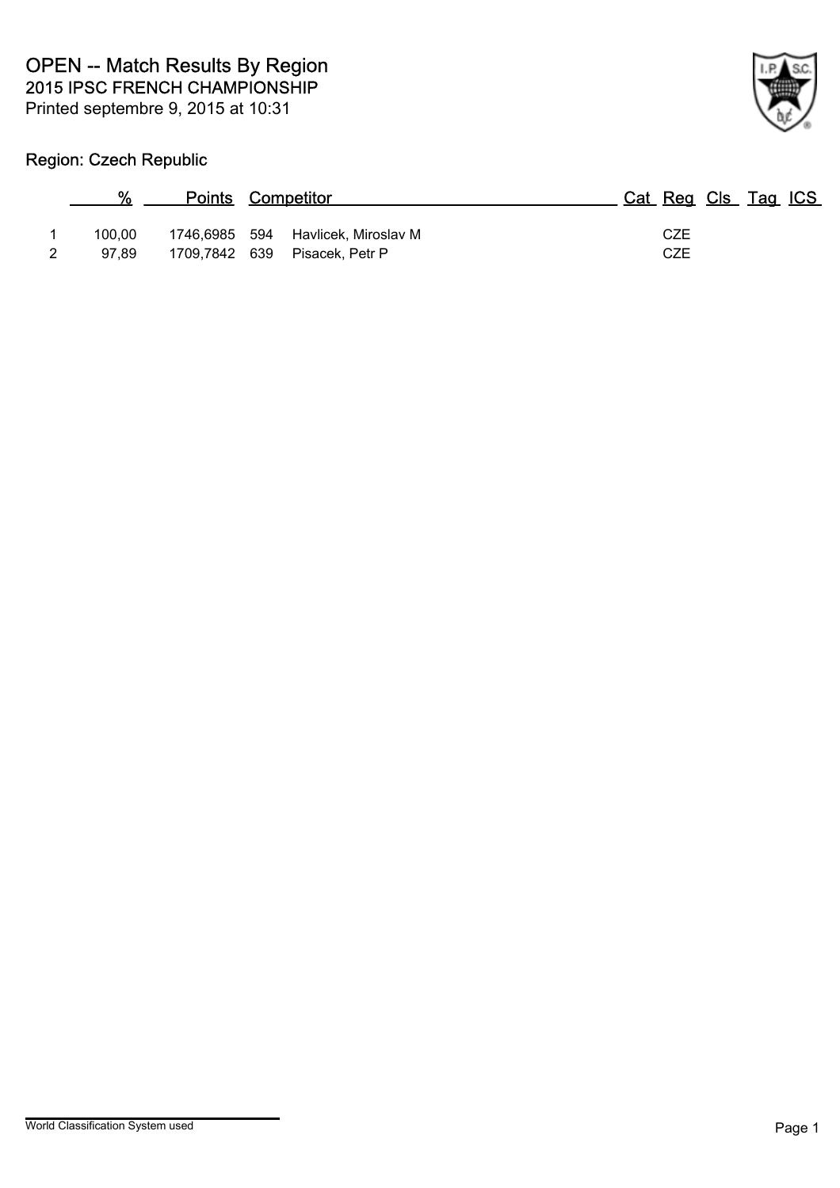# OPEN -- Match Results By Region

## 2015 IPSC FRENCH CHAMPIONSHIP

Printed septembre 9, 2015 at 10:31

### Region: Czech Republic

| | % | Points | Competitor | | Cat | Reg | Cls | Tag | ICS |
|---|---|---|---|---|---|---|---|---|---|
| 1 | 100,00 | 1746,6985 | 594 | Havlicek, Miroslav M | | CZE | | | |
| 2 | 97,89 | 1709,7842 | 639 | Pisacek, Petr P | | CZE | | | |

World Classification System used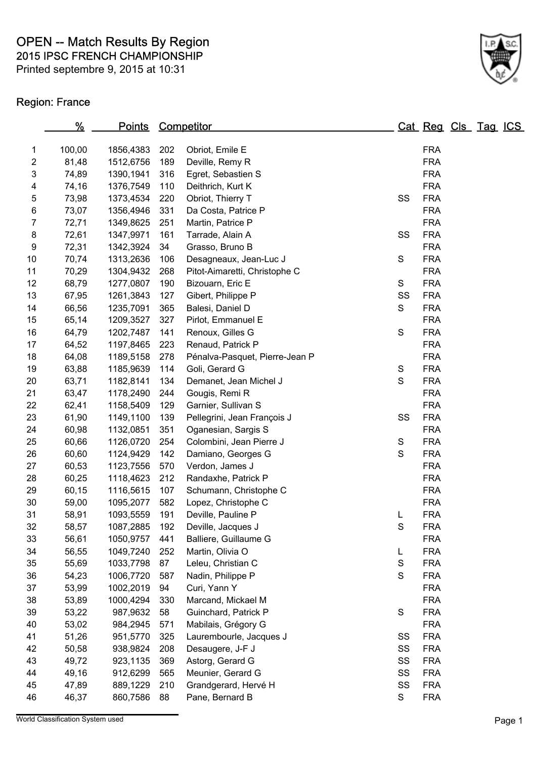# OPEN -- Match Results By Region

## 2015 IPSC FRENCH CHAMPIONSHIP

Printed septembre 9, 2015 at 10:31

### Region: France

| | % | Points | Competitor | | Cat | Reg | Cls | Tag | ICS |
|---|---|---|---|---|---|---|---|---|---|
| 1 | 100,00 | 1856,4383 | 202 | Obriot, Emile E | | FRA | | | |
| 2 | 81,48 | 1512,6756 | 189 | Deville, Remy R | | FRA | | | |
| 3 | 74,89 | 1390,1941 | 316 | Egret, Sebastien S | | FRA | | | |
| 4 | 74,16 | 1376,7549 | 110 | Deithrich, Kurt K | | FRA | | | |
| 5 | 73,98 | 1373,4534 | 220 | Obriot, Thierry T | SS | FRA | | | |
| 6 | 73,07 | 1356,4946 | 331 | Da Costa, Patrice P | | FRA | | | |
| 7 | 72,71 | 1349,8625 | 251 | Martin, Patrice P | | FRA | | | |
| 8 | 72,61 | 1347,9971 | 161 | Tarrade, Alain A | SS | FRA | | | |
| 9 | 72,31 | 1342,3924 | 34 | Grasso, Bruno B | | FRA | | | |
| 10 | 70,74 | 1313,2636 | 106 | Desagneaux, Jean-Luc J | S | FRA | | | |
| 11 | 70,29 | 1304,9432 | 268 | Pitot-Aimaretti, Christophe C | | FRA | | | |
| 12 | 68,79 | 1277,0807 | 190 | Bizouarn, Eric E | S | FRA | | | |
| 13 | 67,95 | 1261,3843 | 127 | Gibert, Philippe P | SS | FRA | | | |
| 14 | 66,56 | 1235,7091 | 365 | Balesi, Daniel D | S | FRA | | | |
| 15 | 65,14 | 1209,3527 | 327 | Pirlot, Emmanuel E | | FRA | | | |
| 16 | 64,79 | 1202,7487 | 141 | Renoux, Gilles G | S | FRA | | | |
| 17 | 64,52 | 1197,8465 | 223 | Renaud, Patrick P | | FRA | | | |
| 18 | 64,08 | 1189,5158 | 278 | Pénalva-Pasquet, Pierre-Jean P | | FRA | | | |
| 19 | 63,88 | 1185,9639 | 114 | Goli, Gerard G | S | FRA | | | |
| 20 | 63,71 | 1182,8141 | 134 | Demanet, Jean Michel J | S | FRA | | | |
| 21 | 63,47 | 1178,2490 | 244 | Gougis, Remi R | | FRA | | | |
| 22 | 62,41 | 1158,5409 | 129 | Garnier, Sullivan S | | FRA | | | |
| 23 | 61,90 | 1149,1100 | 139 | Pellegrini, Jean François J | SS | FRA | | | |
| 24 | 60,98 | 1132,0851 | 351 | Oganesian, Sargis S | | FRA | | | |
| 25 | 60,66 | 1126,0720 | 254 | Colombini, Jean Pierre J | S | FRA | | | |
| 26 | 60,60 | 1124,9429 | 142 | Damiano, Georges G | S | FRA | | | |
| 27 | 60,53 | 1123,7556 | 570 | Verdon, James J | | FRA | | | |
| 28 | 60,25 | 1118,4623 | 212 | Randaxhe, Patrick P | | FRA | | | |
| 29 | 60,15 | 1116,5615 | 107 | Schumann, Christophe C | | FRA | | | |
| 30 | 59,00 | 1095,2077 | 582 | Lopez, Christophe C | | FRA | | | |
| 31 | 58,91 | 1093,5559 | 191 | Deville, Pauline P | L | FRA | | | |
| 32 | 58,57 | 1087,2885 | 192 | Deville, Jacques J | S | FRA | | | |
| 33 | 56,61 | 1050,9757 | 441 | Balliere, Guillaume G | | FRA | | | |
| 34 | 56,55 | 1049,7240 | 252 | Martin, Olivia O | L | FRA | | | |
| 35 | 55,69 | 1033,7798 | 87 | Leleu, Christian C | S | FRA | | | |
| 36 | 54,23 | 1006,7720 | 587 | Nadin, Philippe P | S | FRA | | | |
| 37 | 53,99 | 1002,2019 | 94 | Curi, Yann Y | | FRA | | | |
| 38 | 53,89 | 1000,4294 | 330 | Marcand, Mickael M | | FRA | | | |
| 39 | 53,22 | 987,9632 | 58 | Guinchard, Patrick P | S | FRA | | | |
| 40 | 53,02 | 984,2945 | 571 | Mabilais, Grégory G | | FRA | | | |
| 41 | 51,26 | 951,5770 | 325 | Laurembourle, Jacques J | SS | FRA | | | |
| 42 | 50,58 | 938,9824 | 208 | Desaugere, J-F J | SS | FRA | | | |
| 43 | 49,72 | 923,1135 | 369 | Astorg, Gerard G | SS | FRA | | | |
| 44 | 49,16 | 912,6299 | 565 | Meunier, Gerard G | SS | FRA | | | |
| 45 | 47,89 | 889,1229 | 210 | Grandgerard, Hervé H | SS | FRA | | | |
| 46 | 46,37 | 860,7586 | 88 | Pane, Bernard B | S | FRA | | | |

World Classification System used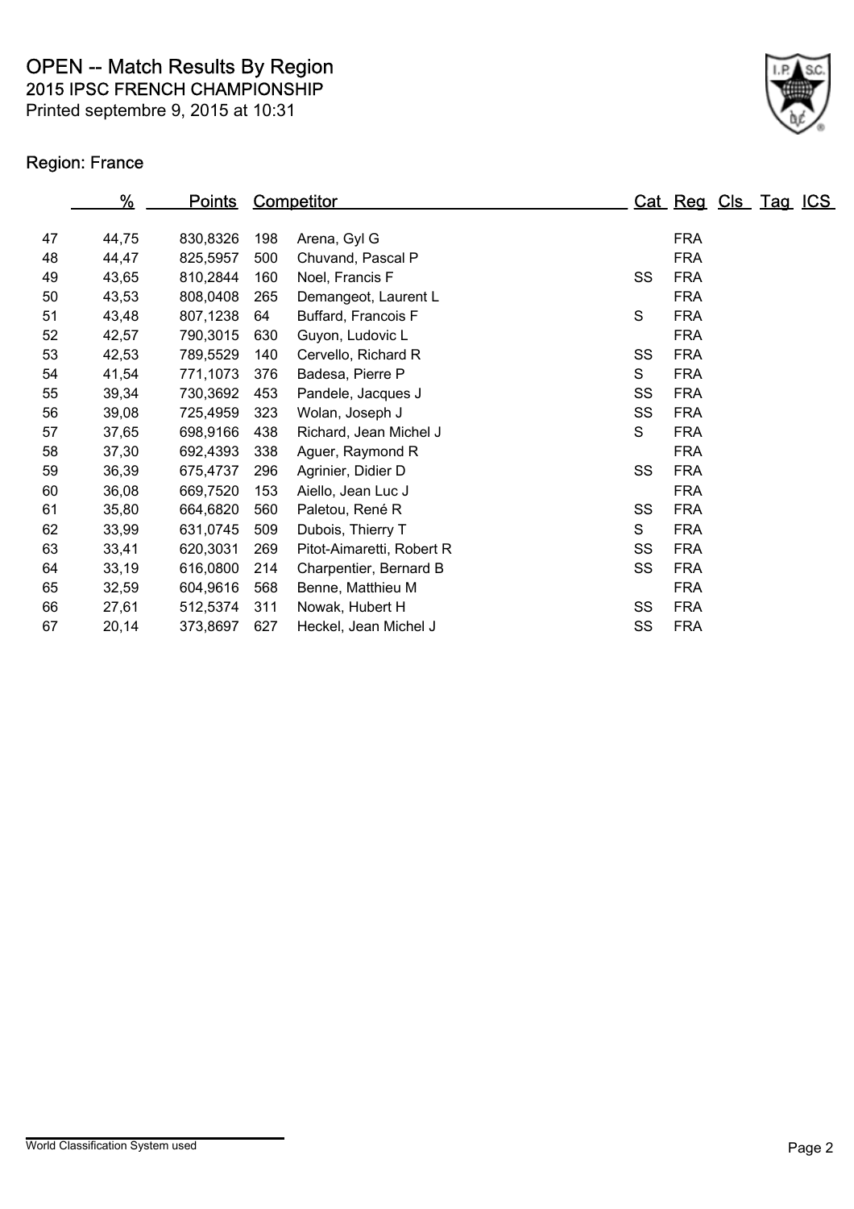# OPEN -- Match Results By Region

## 2015 IPSC FRENCH CHAMPIONSHIP

Printed septembre 9, 2015 at 10:31

### Region: France

| | % | Points | Competitor | | Cat | Reg | Cls | Tag | ICS |
|---|---|---|---|---|---|---|---|---|---|
| 47 | 44,75 | 830,8326 | 198 | Arena, Gyl G | | FRA | | | |
| 48 | 44,47 | 825,5957 | 500 | Chuvand, Pascal P | | FRA | | | |
| 49 | 43,65 | 810,2844 | 160 | Noel, Francis F | SS | FRA | | | |
| 50 | 43,53 | 808,0408 | 265 | Demangeot, Laurent L | | FRA | | | |
| 51 | 43,48 | 807,1238 | 64 | Buffard, Francois F | S | FRA | | | |
| 52 | 42,57 | 790,3015 | 630 | Guyon, Ludovic L | | FRA | | | |
| 53 | 42,53 | 789,5529 | 140 | Cervello, Richard R | SS | FRA | | | |
| 54 | 41,54 | 771,1073 | 376 | Badesa, Pierre P | S | FRA | | | |
| 55 | 39,34 | 730,3692 | 453 | Pandele, Jacques J | SS | FRA | | | |
| 56 | 39,08 | 725,4959 | 323 | Wolan, Joseph J | SS | FRA | | | |
| 57 | 37,65 | 698,9166 | 438 | Richard, Jean Michel J | S | FRA | | | |
| 58 | 37,30 | 692,4393 | 338 | Aguer, Raymond R | | FRA | | | |
| 59 | 36,39 | 675,4737 | 296 | Agrinier, Didier D | SS | FRA | | | |
| 60 | 36,08 | 669,7520 | 153 | Aiello, Jean Luc J | | FRA | | | |
| 61 | 35,80 | 664,6820 | 560 | Paletou, René R | SS | FRA | | | |
| 62 | 33,99 | 631,0745 | 509 | Dubois, Thierry T | S | FRA | | | |
| 63 | 33,41 | 620,3031 | 269 | Pitot-Aimaretti, Robert R | SS | FRA | | | |
| 64 | 33,19 | 616,0800 | 214 | Charpentier, Bernard B | SS | FRA | | | |
| 65 | 32,59 | 604,9616 | 568 | Benne, Matthieu M | | FRA | | | |
| 66 | 27,61 | 512,5374 | 311 | Nowak, Hubert H | SS | FRA | | | |
| 67 | 20,14 | 373,8697 | 627 | Heckel, Jean Michel J | SS | FRA | | | |

World Classification System used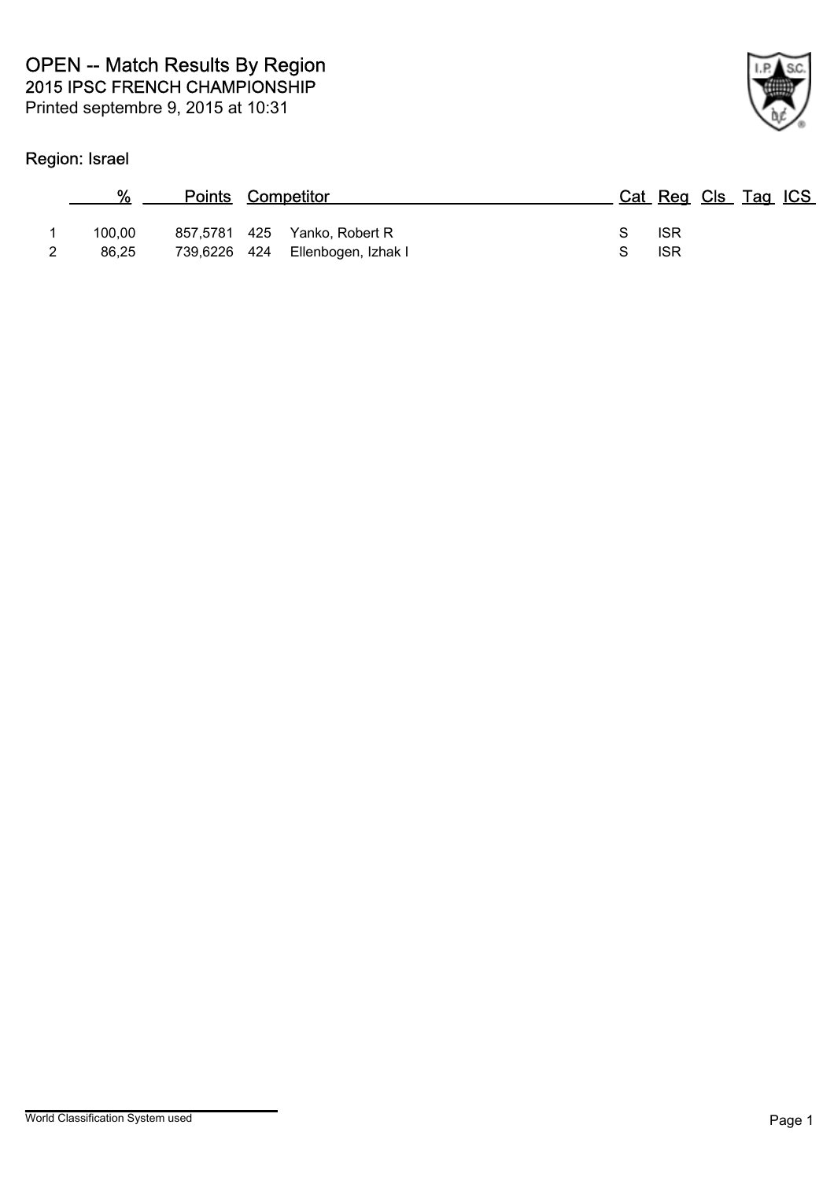# OPEN -- Match Results By Region

## 2015 IPSC FRENCH CHAMPIONSHIP

Printed septembre 9, 2015 at 10:31

### Region: Israel

| | % | Points | | Competitor | Cat | Reg | Cls | Tag | ICS |
|---|---|---|---|---|---|---|---|---|---|
| 1 | 100,00 | 857,5781 | 425 | Yanko, Robert R | S | ISR | | | |
| 2 | 86,25 | 739,6226 | 424 | Ellenbogen, Izhak I | S | ISR | | | |

World Classification System used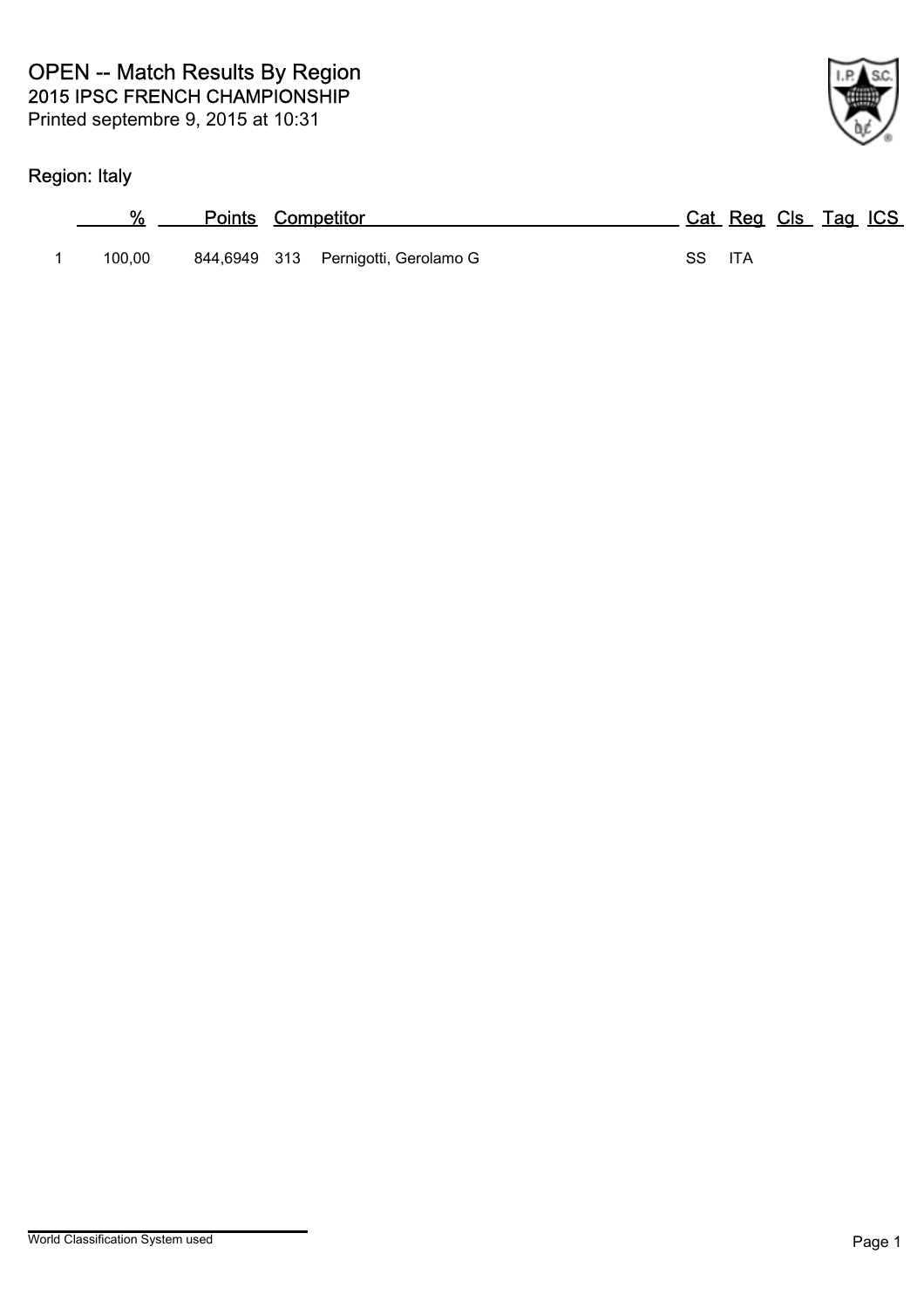# OPEN -- Match Results By Region

## 2015 IPSC FRENCH CHAMPIONSHIP

Printed septembre 9, 2015 at 10:31

### Region: Italy

| | % | Points | | Competitor | Cat | Reg | Cls | Tag | ICS |
|---|---|---|---|---|---|---|---|---|---|
| 1 | 100,00 | 844,6949 | 313 | Pernigotti, Gerolamo G | SS | ITA | | | |

World Classification System used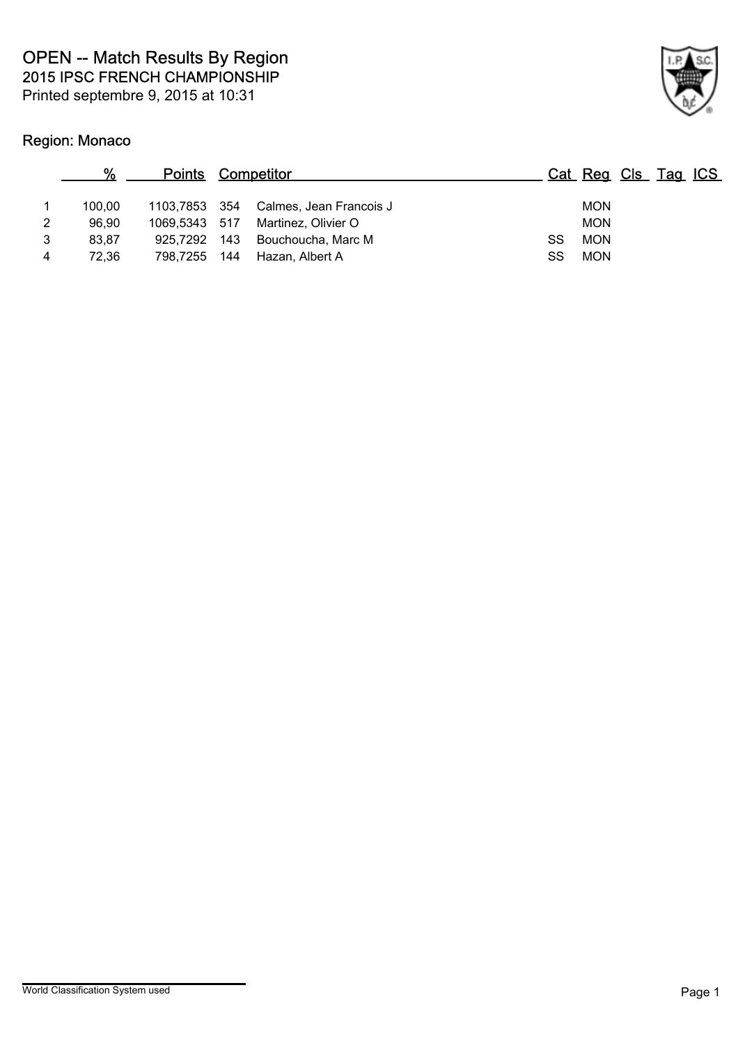# OPEN -- Match Results By Region

## 2015 IPSC FRENCH CHAMPIONSHIP

Printed septembre 9, 2015 at 10:31

### Region: Monaco

| | % | Points | | Competitor | Cat | Reg | Cls | Tag | ICS |
|---|---|---|---|---|---|---|---|---|---|
| 1 | 100,00 | 1103,7853 | 354 | Calmes, Jean Francois J | | MON | | | |
| 2 | 96,90 | 1069,5343 | 517 | Martinez, Olivier O | | MON | | | |
| 3 | 83,87 | 925,7292 | 143 | Bouchoucha, Marc M | SS | MON | | | |
| 4 | 72,36 | 798,7255 | 144 | Hazan, Albert A | SS | MON | | | |

World Classification System used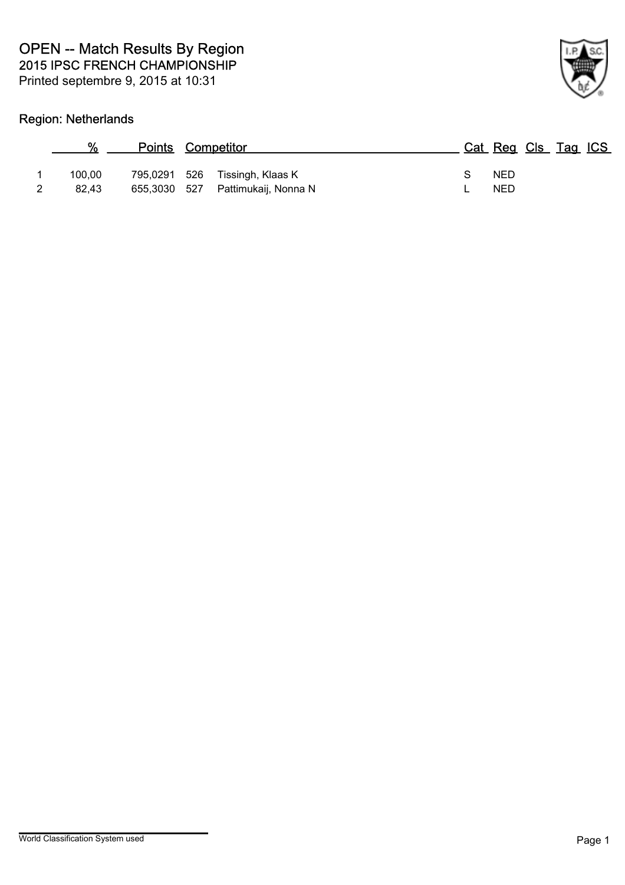# OPEN -- Match Results By Region

## 2015 IPSC FRENCH CHAMPIONSHIP

Printed septembre 9, 2015 at 10:31

### Region: Netherlands

| | % | Points | Competitor | | Cat | Reg | Cls | Tag | ICS |
|---|---|---|---|---|---|---|---|---|---|
| 1 | 100,00 | 795,0291 | 526 | Tissingh, Klaas K | S | NED | | | |
| 2 | 82,43 | 655,3030 | 527 | Pattimukaij, Nonna N | L | NED | | | |

World Classification System used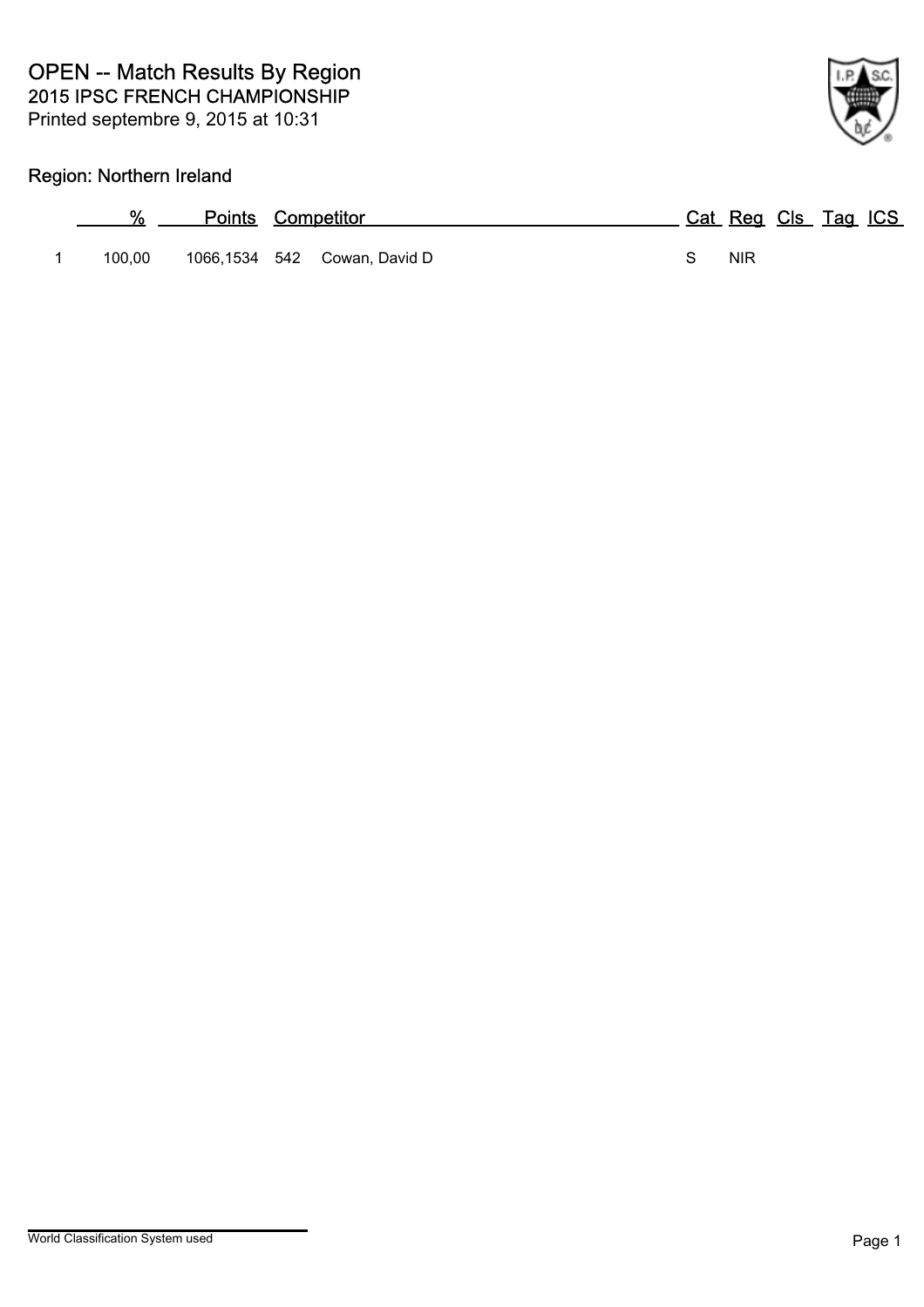# OPEN -- Match Results By Region

## 2015 IPSC FRENCH CHAMPIONSHIP

Printed septembre 9, 2015 at 10:31

### Region: Northern Ireland

| | % | Points | Competitor | | Cat | Reg | Cls | Tag | ICS |
|---|---|---|---|---|---|---|---|---|---|
| 1 | 100,00 | 1066,1534 | 542 | Cowan, David D | S | NIR | | | |

World Classification System used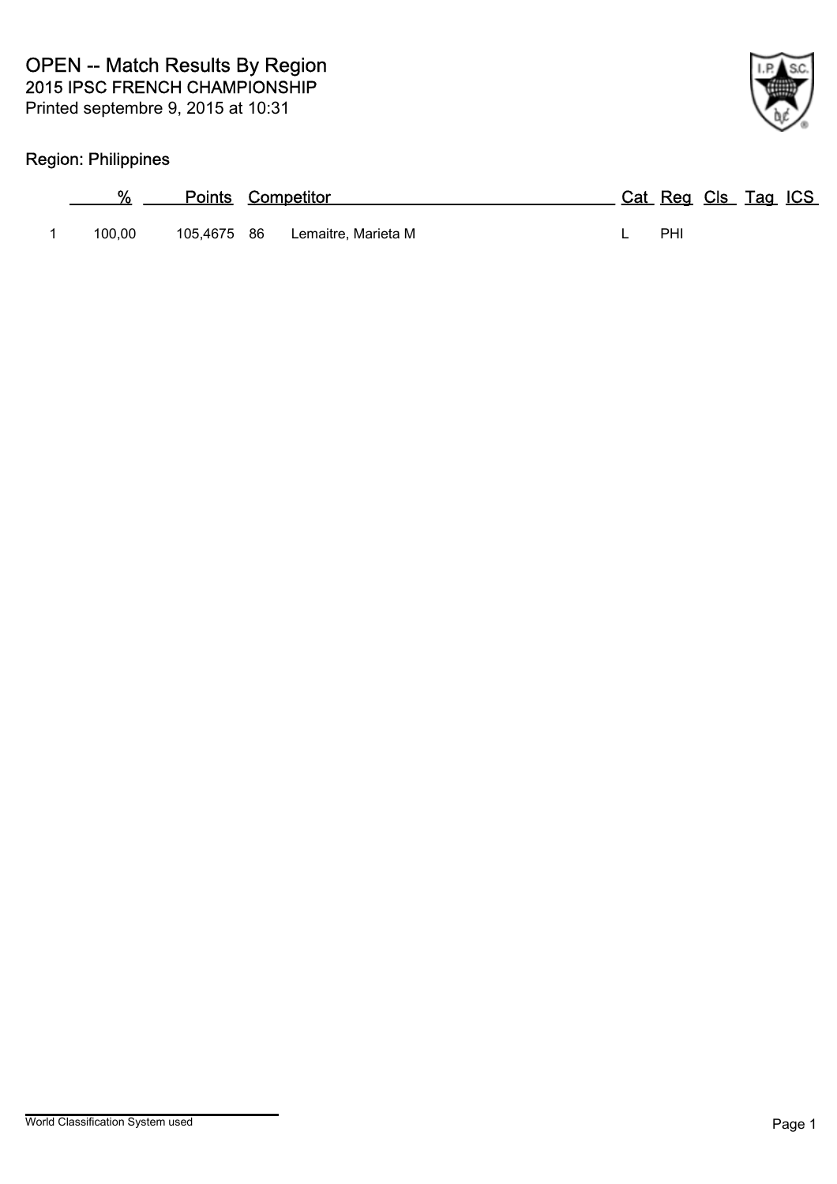# OPEN -- Match Results By Region

## 2015 IPSC FRENCH CHAMPIONSHIP

Printed septembre 9, 2015 at 10:31

### Region: Philippines

| | % | Points | Competitor | | Cat | Reg | Cls | Tag | ICS |
|---|---|---|---|---|---|---|---|---|---|
| 1 | 100,00 | 105,4675 | 86 | Lemaitre, Marieta M | L | PHI | | | |

World Classification System used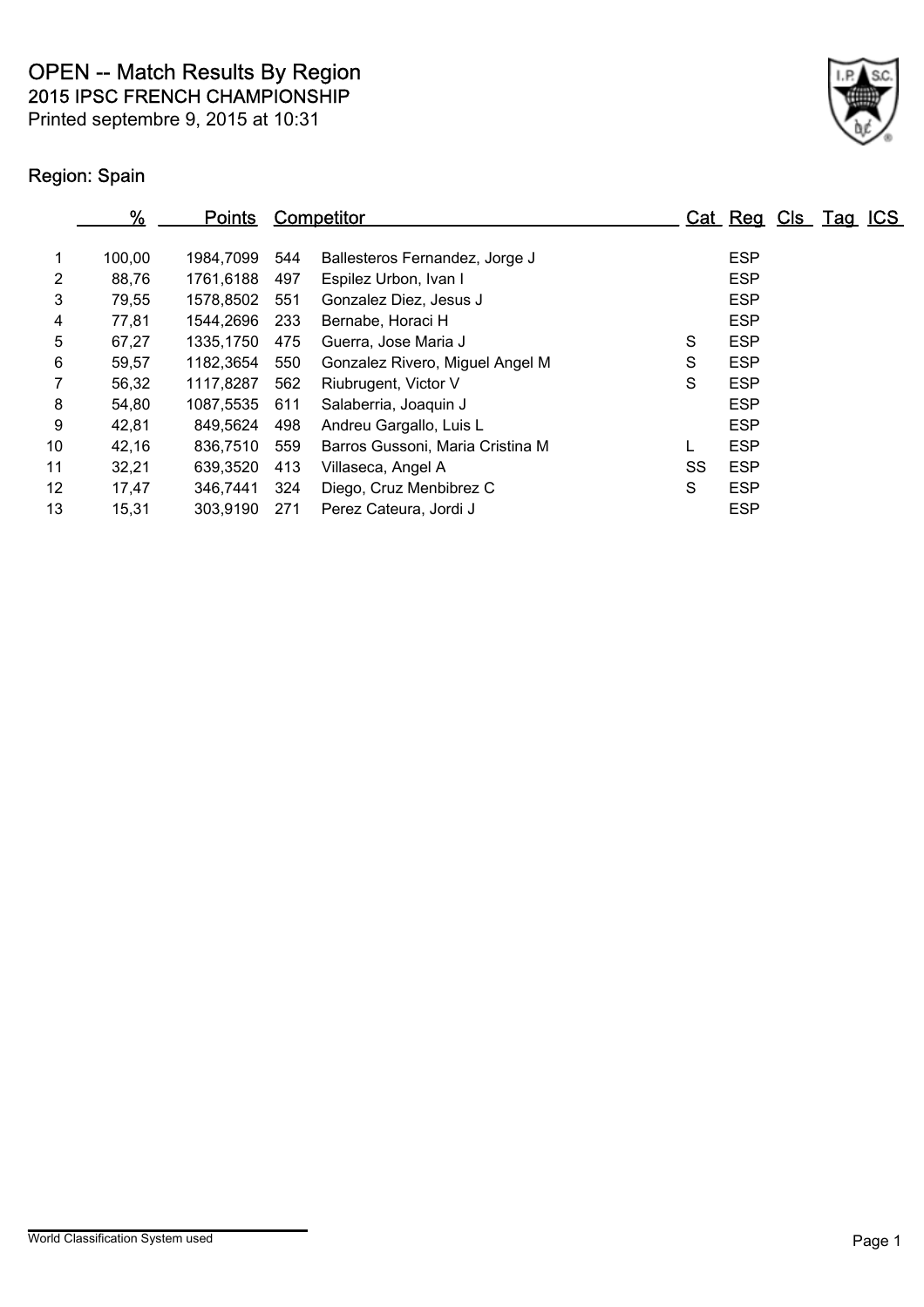# OPEN -- Match Results By Region

## 2015 IPSC FRENCH CHAMPIONSHIP

Printed septembre 9, 2015 at 10:31

### Region: Spain

| | % | Points | Competitor | | Cat | Reg | Cls | Tag | ICS |
|---|---|---|---|---|---|---|---|---|---|
| 1 | 100,00 | 1984,7099 | 544 | Ballesteros Fernandez, Jorge J | | ESP | | | |
| 2 | 88,76 | 1761,6188 | 497 | Espilez Urbon, Ivan I | | ESP | | | |
| 3 | 79,55 | 1578,8502 | 551 | Gonzalez Diez, Jesus J | | ESP | | | |
| 4 | 77,81 | 1544,2696 | 233 | Bernabe, Horaci H | | ESP | | | |
| 5 | 67,27 | 1335,1750 | 475 | Guerra, Jose Maria J | S | ESP | | | |
| 6 | 59,57 | 1182,3654 | 550 | Gonzalez Rivero, Miguel Angel M | S | ESP | | | |
| 7 | 56,32 | 1117,8287 | 562 | Riubrugent, Victor V | S | ESP | | | |
| 8 | 54,80 | 1087,5535 | 611 | Salaberria, Joaquin J | | ESP | | | |
| 9 | 42,81 | 849,5624 | 498 | Andreu Gargallo, Luis L | | ESP | | | |
| 10 | 42,16 | 836,7510 | 559 | Barros Gussoni, Maria Cristina M | L | ESP | | | |
| 11 | 32,21 | 639,3520 | 413 | Villaseca, Angel A | SS | ESP | | | |
| 12 | 17,47 | 346,7441 | 324 | Diego, Cruz Menbibrez C | S | ESP | | | |
| 13 | 15,31 | 303,9190 | 271 | Perez Cateura, Jordi J | | ESP | | | |

World Classification System used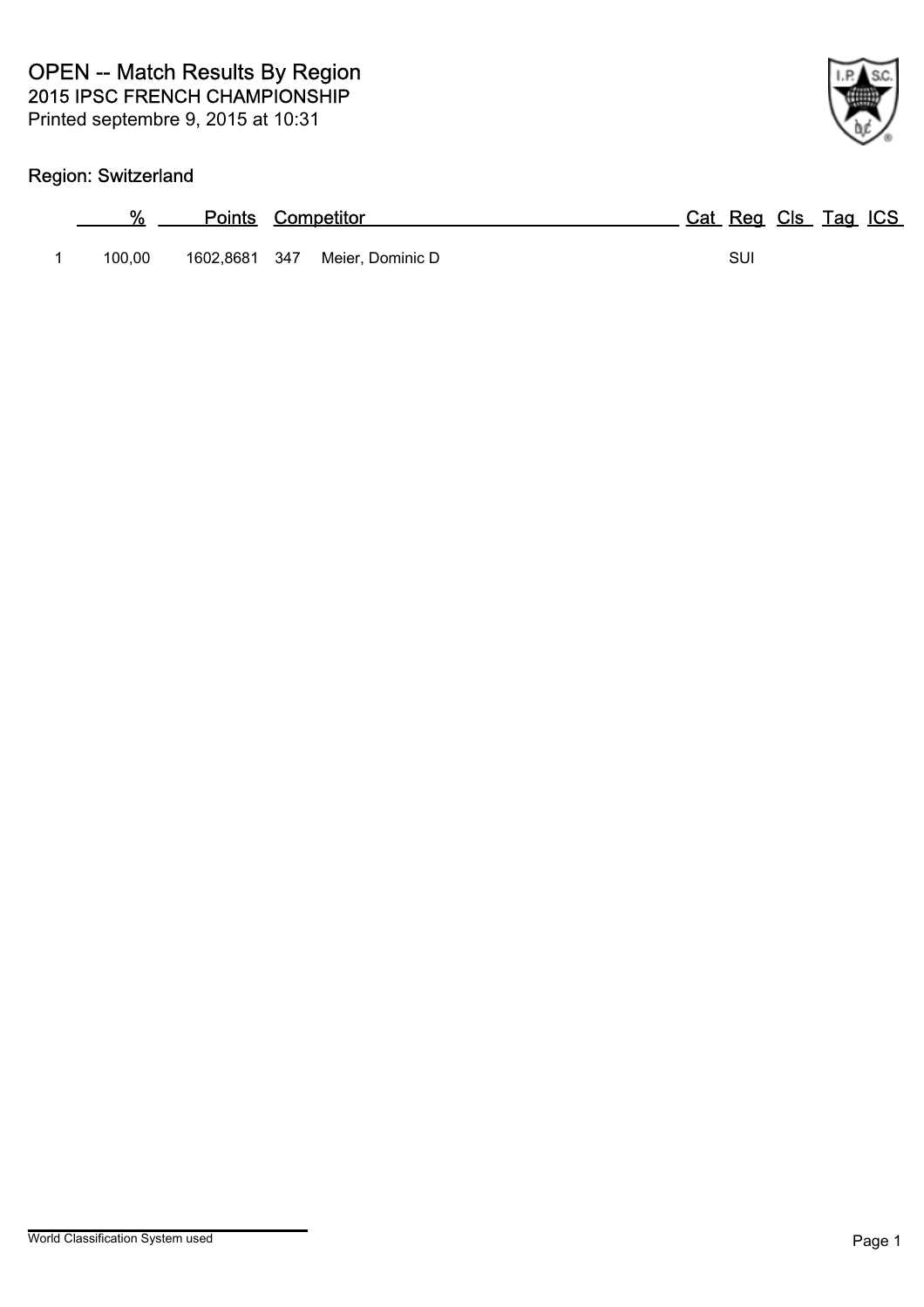# OPEN -- Match Results By Region

## 2015 IPSC FRENCH CHAMPIONSHIP

Printed septembre 9, 2015 at 10:31

### Region: Switzerland

| | % | Points | Competitor | | Cat | Reg | Cls | Tag | ICS |
|---|---|---|---|---|---|---|---|---|---|
| 1 | 100,00 | 1602,8681 | 347 | Meier, Dominic D | | SUI | | | |

World Classification System used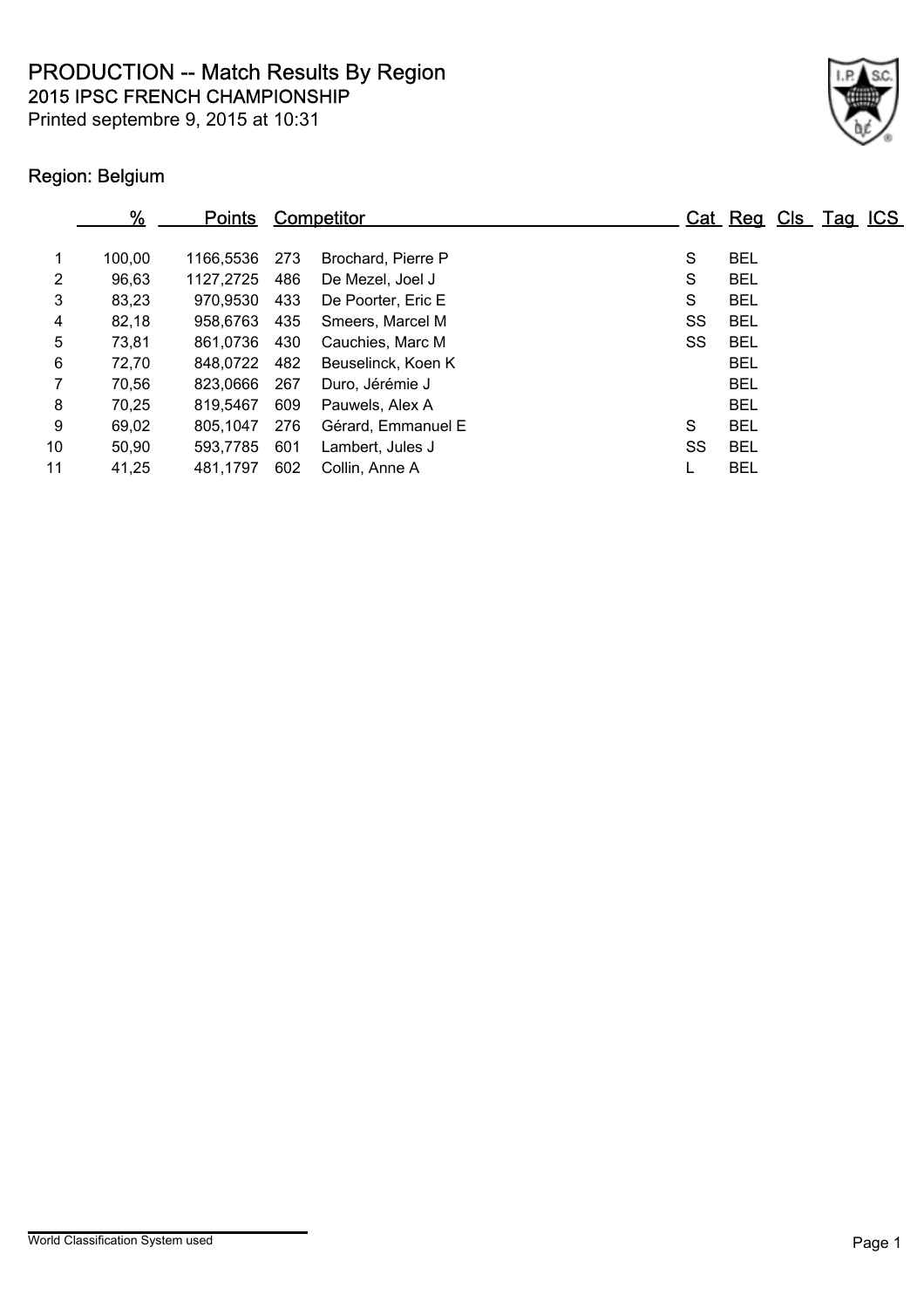# PRODUCTION -- Match Results By Region

## 2015 IPSC FRENCH CHAMPIONSHIP

Printed septembre 9, 2015 at 10:31

### Region: Belgium

| | % | Points | Competitor | | Cat | Reg | Cls | Tag | ICS |
|---|---|---|---|---|---|---|---|---|---|
| 1 | 100,00 | 1166,5536 | 273 | Brochard, Pierre P | S | BEL | | | |
| 2 | 96,63 | 1127,2725 | 486 | De Mezel, Joel J | S | BEL | | | |
| 3 | 83,23 | 970,9530 | 433 | De Poorter, Eric E | S | BEL | | | |
| 4 | 82,18 | 958,6763 | 435 | Smeers, Marcel M | SS | BEL | | | |
| 5 | 73,81 | 861,0736 | 430 | Cauchies, Marc M | SS | BEL | | | |
| 6 | 72,70 | 848,0722 | 482 | Beuselinck, Koen K | | BEL | | | |
| 7 | 70,56 | 823,0666 | 267 | Duro, Jérémie J | | BEL | | | |
| 8 | 70,25 | 819,5467 | 609 | Pauwels, Alex A | | BEL | | | |
| 9 | 69,02 | 805,1047 | 276 | Gérard, Emmanuel E | S | BEL | | | |
| 10 | 50,90 | 593,7785 | 601 | Lambert, Jules J | SS | BEL | | | |
| 11 | 41,25 | 481,1797 | 602 | Collin, Anne A | L | BEL | | | |

World Classification System used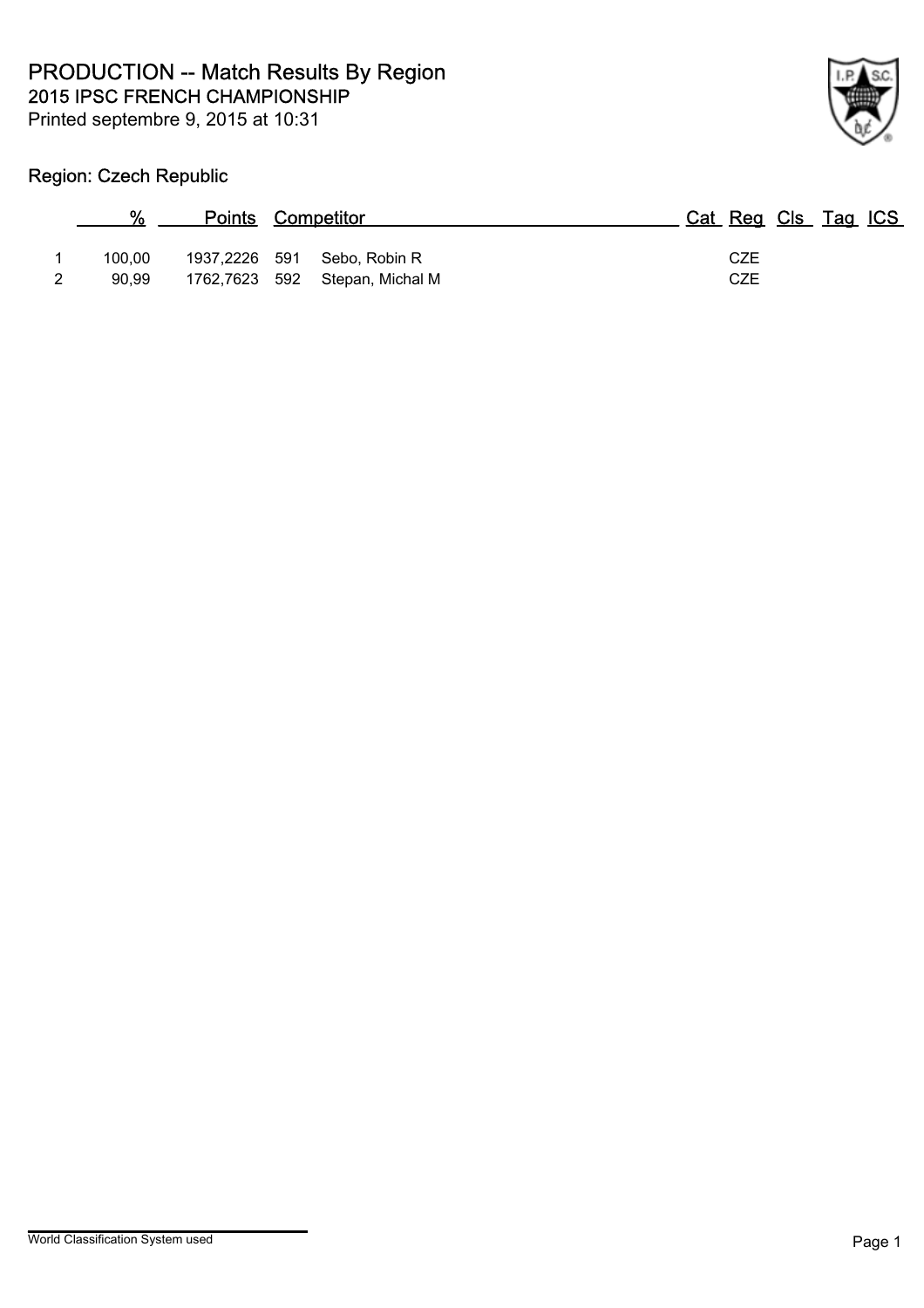# PRODUCTION -- Match Results By Region

## 2015 IPSC FRENCH CHAMPIONSHIP

Printed septembre 9, 2015 at 10:31

### Region: Czech Republic

| | % | Points | | Competitor | Cat | Reg | Cls | Tag | ICS |
|---|---|---|---|---|---|---|---|---|---|
| 1 | 100,00 | 1937,2226 | 591 | Sebo, Robin R | | CZE | | | |
| 2 | 90,99 | 1762,7623 | 592 | Stepan, Michal M | | CZE | | | |

World Classification System used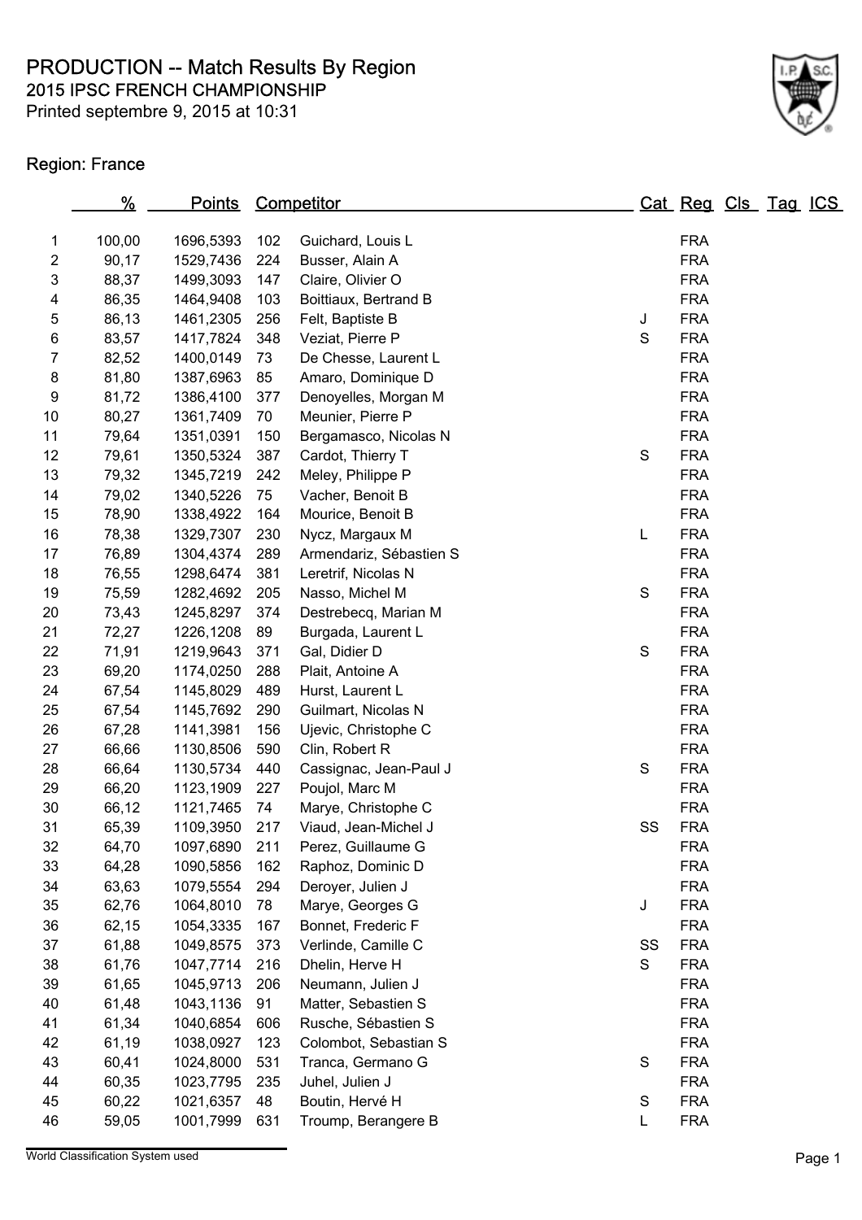# PRODUCTION -- Match Results By Region

## 2015 IPSC FRENCH CHAMPIONSHIP

Printed septembre 9, 2015 at 10:31

### Region: France

| | % | Points | Competitor | | Cat | Reg | Cls | Tag | ICS |
|---|---|---|---|---|---|---|---|---|---|
| 1 | 100,00 | 1696,5393 | 102 | Guichard, Louis L | | FRA | | | |
| 2 | 90,17 | 1529,7436 | 224 | Busser, Alain A | | FRA | | | |
| 3 | 88,37 | 1499,3093 | 147 | Claire, Olivier O | | FRA | | | |
| 4 | 86,35 | 1464,9408 | 103 | Boittiaux, Bertrand B | | FRA | | | |
| 5 | 86,13 | 1461,2305 | 256 | Felt, Baptiste B | J | FRA | | | |
| 6 | 83,57 | 1417,7824 | 348 | Veziat, Pierre P | S | FRA | | | |
| 7 | 82,52 | 1400,0149 | 73 | De Chesse, Laurent L | | FRA | | | |
| 8 | 81,80 | 1387,6963 | 85 | Amaro, Dominique D | | FRA | | | |
| 9 | 81,72 | 1386,4100 | 377 | Denoyelles, Morgan M | | FRA | | | |
| 10 | 80,27 | 1361,7409 | 70 | Meunier, Pierre P | | FRA | | | |
| 11 | 79,64 | 1351,0391 | 150 | Bergamasco, Nicolas N | | FRA | | | |
| 12 | 79,61 | 1350,5324 | 387 | Cardot, Thierry T | S | FRA | | | |
| 13 | 79,32 | 1345,7219 | 242 | Meley, Philippe P | | FRA | | | |
| 14 | 79,02 | 1340,5226 | 75 | Vacher, Benoit B | | FRA | | | |
| 15 | 78,90 | 1338,4922 | 164 | Mourice, Benoit B | | FRA | | | |
| 16 | 78,38 | 1329,7307 | 230 | Nycz, Margaux M | L | FRA | | | |
| 17 | 76,89 | 1304,4374 | 289 | Armendariz, Sébastien S | | FRA | | | |
| 18 | 76,55 | 1298,6474 | 381 | Leretrif, Nicolas N | | FRA | | | |
| 19 | 75,59 | 1282,4692 | 205 | Nasso, Michel M | S | FRA | | | |
| 20 | 73,43 | 1245,8297 | 374 | Destrebecq, Marian M | | FRA | | | |
| 21 | 72,27 | 1226,1208 | 89 | Burgada, Laurent L | | FRA | | | |
| 22 | 71,91 | 1219,9643 | 371 | Gal, Didier D | S | FRA | | | |
| 23 | 69,20 | 1174,0250 | 288 | Plait, Antoine A | | FRA | | | |
| 24 | 67,54 | 1145,8029 | 489 | Hurst, Laurent L | | FRA | | | |
| 25 | 67,54 | 1145,7692 | 290 | Guilmart, Nicolas N | | FRA | | | |
| 26 | 67,28 | 1141,3981 | 156 | Ujevic, Christophe C | | FRA | | | |
| 27 | 66,66 | 1130,8506 | 590 | Clin, Robert R | | FRA | | | |
| 28 | 66,64 | 1130,5734 | 440 | Cassignac, Jean-Paul J | S | FRA | | | |
| 29 | 66,20 | 1123,1909 | 227 | Poujol, Marc M | | FRA | | | |
| 30 | 66,12 | 1121,7465 | 74 | Marye, Christophe C | | FRA | | | |
| 31 | 65,39 | 1109,3950 | 217 | Viaud, Jean-Michel J | SS | FRA | | | |
| 32 | 64,70 | 1097,6890 | 211 | Perez, Guillaume G | | FRA | | | |
| 33 | 64,28 | 1090,5856 | 162 | Raphoz, Dominic D | | FRA | | | |
| 34 | 63,63 | 1079,5554 | 294 | Deroyer, Julien J | | FRA | | | |
| 35 | 62,76 | 1064,8010 | 78 | Marye, Georges G | J | FRA | | | |
| 36 | 62,15 | 1054,3335 | 167 | Bonnet, Frederic F | | FRA | | | |
| 37 | 61,88 | 1049,8575 | 373 | Verlinde, Camille C | SS | FRA | | | |
| 38 | 61,76 | 1047,7714 | 216 | Dhelin, Herve H | S | FRA | | | |
| 39 | 61,65 | 1045,9713 | 206 | Neumann, Julien J | | FRA | | | |
| 40 | 61,48 | 1043,1136 | 91 | Matter, Sebastien S | | FRA | | | |
| 41 | 61,34 | 1040,6854 | 606 | Rusche, Sébastien S | | FRA | | | |
| 42 | 61,19 | 1038,0927 | 123 | Colombot, Sebastian S | | FRA | | | |
| 43 | 60,41 | 1024,8000 | 531 | Tranca, Germano G | S | FRA | | | |
| 44 | 60,35 | 1023,7795 | 235 | Juhel, Julien J | | FRA | | | |
| 45 | 60,22 | 1021,6357 | 48 | Boutin, Hervé H | S | FRA | | | |
| 46 | 59,05 | 1001,7999 | 631 | Troump, Berangere B | L | FRA | | | |

World Classification System used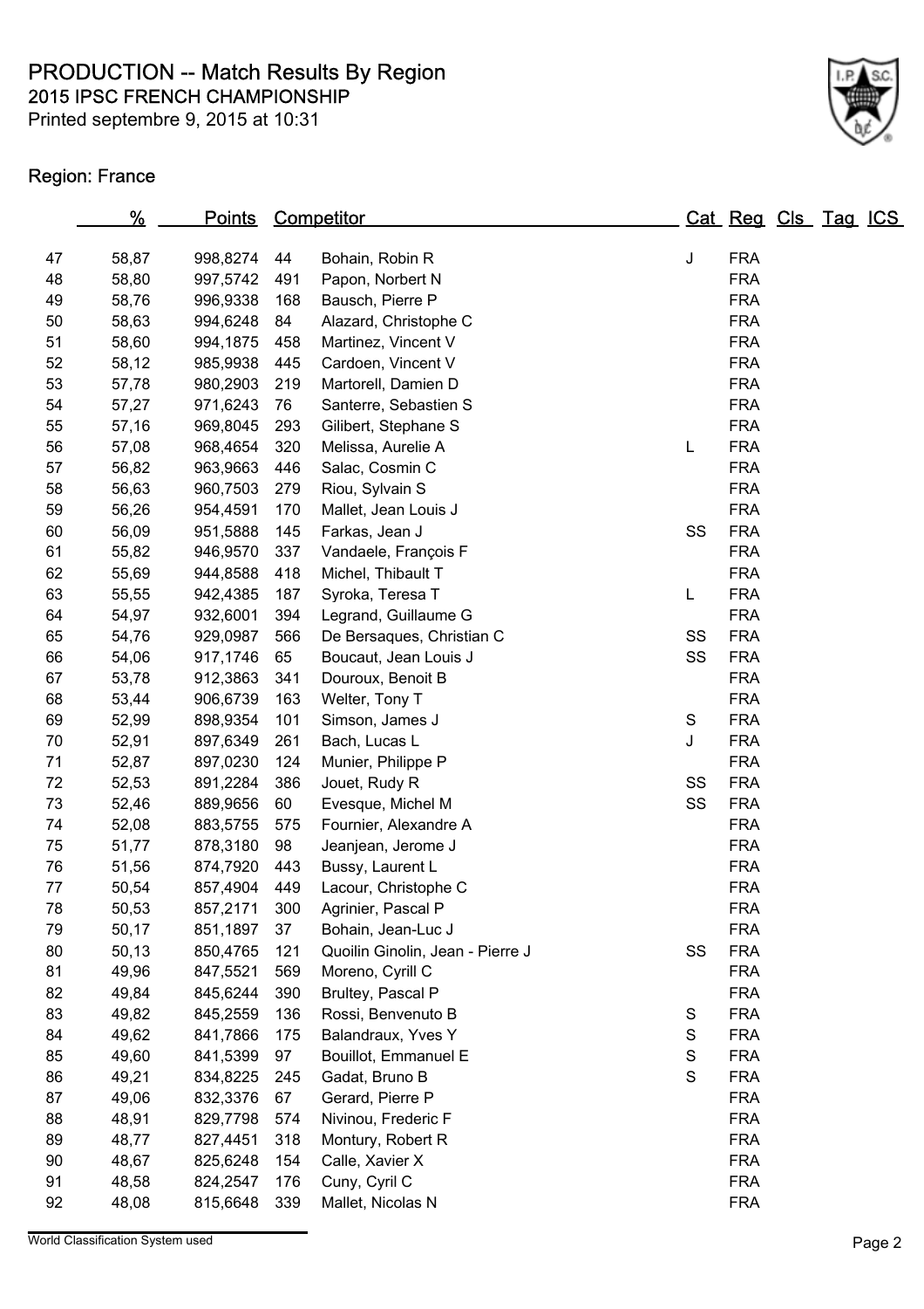# PRODUCTION -- Match Results By Region

## 2015 IPSC FRENCH CHAMPIONSHIP

Printed septembre 9, 2015 at 10:31

### Region: France

| | % | Points | Competitor | | Cat | Reg | Cls | Tag | ICS |
|---|---|---|---|---|---|---|---|---|---|
| 47 | 58,87 | 998,8274 | 44 | Bohain, Robin R | J | FRA | | | |
| 48 | 58,80 | 997,5742 | 491 | Papon, Norbert N | | FRA | | | |
| 49 | 58,76 | 996,9338 | 168 | Bausch, Pierre P | | FRA | | | |
| 50 | 58,63 | 994,6248 | 84 | Alazard, Christophe C | | FRA | | | |
| 51 | 58,60 | 994,1875 | 458 | Martinez, Vincent V | | FRA | | | |
| 52 | 58,12 | 985,9938 | 445 | Cardoen, Vincent V | | FRA | | | |
| 53 | 57,78 | 980,2903 | 219 | Martorell, Damien D | | FRA | | | |
| 54 | 57,27 | 971,6243 | 76 | Santerre, Sebastien S | | FRA | | | |
| 55 | 57,16 | 969,8045 | 293 | Gilibert, Stephane S | | FRA | | | |
| 56 | 57,08 | 968,4654 | 320 | Melissa, Aurelie A | L | FRA | | | |
| 57 | 56,82 | 963,9663 | 446 | Salac, Cosmin C | | FRA | | | |
| 58 | 56,63 | 960,7503 | 279 | Riou, Sylvain S | | FRA | | | |
| 59 | 56,26 | 954,4591 | 170 | Mallet, Jean Louis J | | FRA | | | |
| 60 | 56,09 | 951,5888 | 145 | Farkas, Jean J | SS | FRA | | | |
| 61 | 55,82 | 946,9570 | 337 | Vandaele, François F | | FRA | | | |
| 62 | 55,69 | 944,8588 | 418 | Michel, Thibault T | | FRA | | | |
| 63 | 55,55 | 942,4385 | 187 | Syroka, Teresa T | L | FRA | | | |
| 64 | 54,97 | 932,6001 | 394 | Legrand, Guillaume G | | FRA | | | |
| 65 | 54,76 | 929,0987 | 566 | De Bersaques, Christian C | SS | FRA | | | |
| 66 | 54,06 | 917,1746 | 65 | Boucaut, Jean Louis J | SS | FRA | | | |
| 67 | 53,78 | 912,3863 | 341 | Douroux, Benoit B | | FRA | | | |
| 68 | 53,44 | 906,6739 | 163 | Welter, Tony T | | FRA | | | |
| 69 | 52,99 | 898,9354 | 101 | Simson, James J | S | FRA | | | |
| 70 | 52,91 | 897,6349 | 261 | Bach, Lucas L | J | FRA | | | |
| 71 | 52,87 | 897,0230 | 124 | Munier, Philippe P | | FRA | | | |
| 72 | 52,53 | 891,2284 | 386 | Jouet, Rudy R | SS | FRA | | | |
| 73 | 52,46 | 889,9656 | 60 | Evesque, Michel M | SS | FRA | | | |
| 74 | 52,08 | 883,5755 | 575 | Fournier, Alexandre A | | FRA | | | |
| 75 | 51,77 | 878,3180 | 98 | Jeanjean, Jerome J | | FRA | | | |
| 76 | 51,56 | 874,7920 | 443 | Bussy, Laurent L | | FRA | | | |
| 77 | 50,54 | 857,4904 | 449 | Lacour, Christophe C | | FRA | | | |
| 78 | 50,53 | 857,2171 | 300 | Agrinier, Pascal P | | FRA | | | |
| 79 | 50,17 | 851,1897 | 37 | Bohain, Jean-Luc J | | FRA | | | |
| 80 | 50,13 | 850,4765 | 121 | Quoilin Ginolin, Jean - Pierre J | SS | FRA | | | |
| 81 | 49,96 | 847,5521 | 569 | Moreno, Cyrill C | | FRA | | | |
| 82 | 49,84 | 845,6244 | 390 | Bbrultey, Pascal P | | FRA | | | |
| 83 | 49,82 | 845,2559 | 136 | Rossi, Benvenuto B | S | FRA | | | |
| 84 | 49,62 | 841,7866 | 175 | Balandraux, Yves Y | S | FRA | | | |
| 85 | 49,60 | 841,5399 | 97 | Bouillot, Emmanuel E | S | FRA | | | |
| 86 | 49,21 | 834,8225 | 245 | Gadat, Bruno B | S | FRA | | | |
| 87 | 49,06 | 832,3376 | 67 | Gerard, Pierre P | | FRA | | | |
| 88 | 48,91 | 829,7798 | 574 | Nivinou, Frederic F | | FRA | | | |
| 89 | 48,77 | 827,4451 | 318 | Montury, Robert R | | FRA | | | |
| 90 | 48,67 | 825,6248 | 154 | Calle, Xavier X | | FRA | | | |
| 91 | 48,58 | 824,2547 | 176 | Cuny, Cyril C | | FRA | | | |
| 92 | 48,08 | 815,6648 | 339 | Mallet, Nicolas N | | FRA | | | |

World Classification System used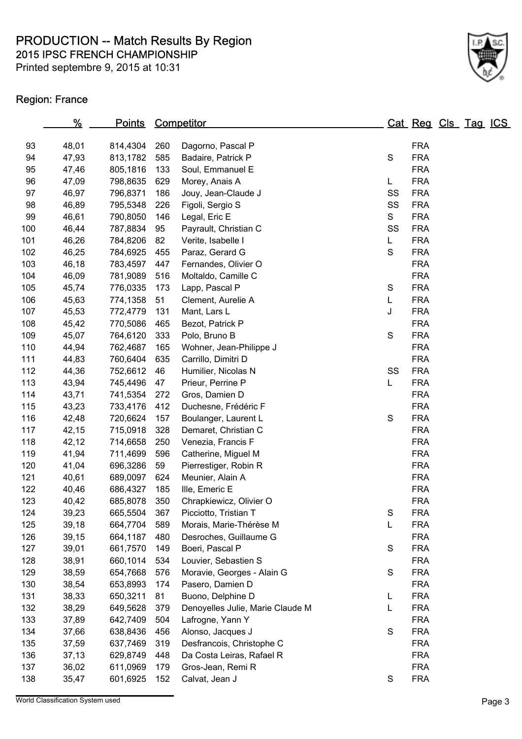# PRODUCTION -- Match Results By Region

## 2015 IPSC FRENCH CHAMPIONSHIP

Printed septembre 9, 2015 at 10:31

### Region: France

| | % | Points | | Competitor | Cat | Reg | Cls | Tag | ICS |
|---|---|---|---|---|---|---|---|---|---|
| 93 | 48,01 | 814,4304 | 260 | Dagorno, Pascal P | | FRA | | | |
| 94 | 47,93 | 813,1782 | 585 | Badaire, Patrick P | S | FRA | | | |
| 95 | 47,46 | 805,1816 | 133 | Soul, Emmanuel E | | FRA | | | |
| 96 | 47,09 | 798,8635 | 629 | Morey, Anais A | L | FRA | | | |
| 97 | 46,97 | 796,8371 | 186 | Jouy, Jean-Claude J | SS | FRA | | | |
| 98 | 46,89 | 795,5348 | 226 | Figoli, Sergio S | SS | FRA | | | |
| 99 | 46,61 | 790,8050 | 146 | Legal, Eric E | S | FRA | | | |
| 100 | 46,44 | 787,8834 | 95 | Payrault, Christian C | SS | FRA | | | |
| 101 | 46,26 | 784,8206 | 82 | Verite, Isabelle I | L | FRA | | | |
| 102 | 46,25 | 784,6925 | 455 | Paraz, Gerard G | S | FRA | | | |
| 103 | 46,18 | 783,4597 | 447 | Fernandes, Olivier O | | FRA | | | |
| 104 | 46,09 | 781,9089 | 516 | Moltaldo, Camille C | | FRA | | | |
| 105 | 45,74 | 776,0335 | 173 | Lapp, Pascal P | S | FRA | | | |
| 106 | 45,63 | 774,1358 | 51 | Clement, Aurelie A | L | FRA | | | |
| 107 | 45,53 | 772,4779 | 131 | Mant, Lars L | J | FRA | | | |
| 108 | 45,42 | 770,5086 | 465 | Bezot, Patrick P | | FRA | | | |
| 109 | 45,07 | 764,6120 | 333 | Polo, Bruno B | S | FRA | | | |
| 110 | 44,94 | 762,4687 | 165 | Wohner, Jean-Philippe J | | FRA | | | |
| 111 | 44,83 | 760,6404 | 635 | Carrillo, Dimitri D | | FRA | | | |
| 112 | 44,36 | 752,6612 | 46 | Humilier, Nicolas N | SS | FRA | | | |
| 113 | 43,94 | 745,4496 | 47 | Prieur, Perrine P | L | FRA | | | |
| 114 | 43,71 | 741,5354 | 272 | Gros, Damien D | | FRA | | | |
| 115 | 43,23 | 733,4176 | 412 | Duchesne, Frédéric F | | FRA | | | |
| 116 | 42,48 | 720,6624 | 157 | Boulanger, Laurent L | S | FRA | | | |
| 117 | 42,15 | 715,0918 | 328 | Demaret, Christian C | | FRA | | | |
| 118 | 42,12 | 714,6658 | 250 | Venezia, Francis F | | FRA | | | |
| 119 | 41,94 | 711,4699 | 596 | Catherine, Miguel M | | FRA | | | |
| 120 | 41,04 | 696,3286 | 59 | Pierrestiger, Robin R | | FRA | | | |
| 121 | 40,61 | 689,0097 | 624 | Meunier, Alain A | | FRA | | | |
| 122 | 40,46 | 686,4327 | 185 | Ille, Emeric E | | FRA | | | |
| 123 | 40,42 | 685,8078 | 350 | Chrapkiewicz, Olivier O | | FRA | | | |
| 124 | 39,23 | 665,5504 | 367 | Picciotto, Tristian T | S | FRA | | | |
| 125 | 39,18 | 664,7704 | 589 | Morais, Marie-Thérèse M | L | FRA | | | |
| 126 | 39,15 | 664,1187 | 480 | Desroches, Guillaume G | | FRA | | | |
| 127 | 39,01 | 661,7570 | 149 | Boeri, Pascal P | S | FRA | | | |
| 128 | 38,91 | 660,1014 | 534 | Louvier, Sebastien S | | FRA | | | |
| 129 | 38,59 | 654,7668 | 576 | Moravie, Georges - Alain G | S | FRA | | | |
| 130 | 38,54 | 653,8993 | 174 | Pasero, Damien D | | FRA | | | |
| 131 | 38,33 | 650,3211 | 81 | Buono, Delphine D | L | FRA | | | |
| 132 | 38,29 | 649,5628 | 379 | Denoyelles Julie, Marie Claude M | L | FRA | | | |
| 133 | 37,89 | 642,7409 | 504 | Lafrogne, Yann Y | | FRA | | | |
| 134 | 37,66 | 638,8436 | 456 | Alonso, Jacques J | S | FRA | | | |
| 135 | 37,59 | 637,7469 | 319 | Desfrancois, Christophe C | | FRA | | | |
| 136 | 37,13 | 629,8749 | 448 | Da Costa Leiras, Rafael R | | FRA | | | |
| 137 | 36,02 | 611,0969 | 179 | Gros-Jean, Remi R | | FRA | | | |
| 138 | 35,47 | 601,6925 | 152 | Calvat, Jean J | S | FRA | | | |

World Classification System used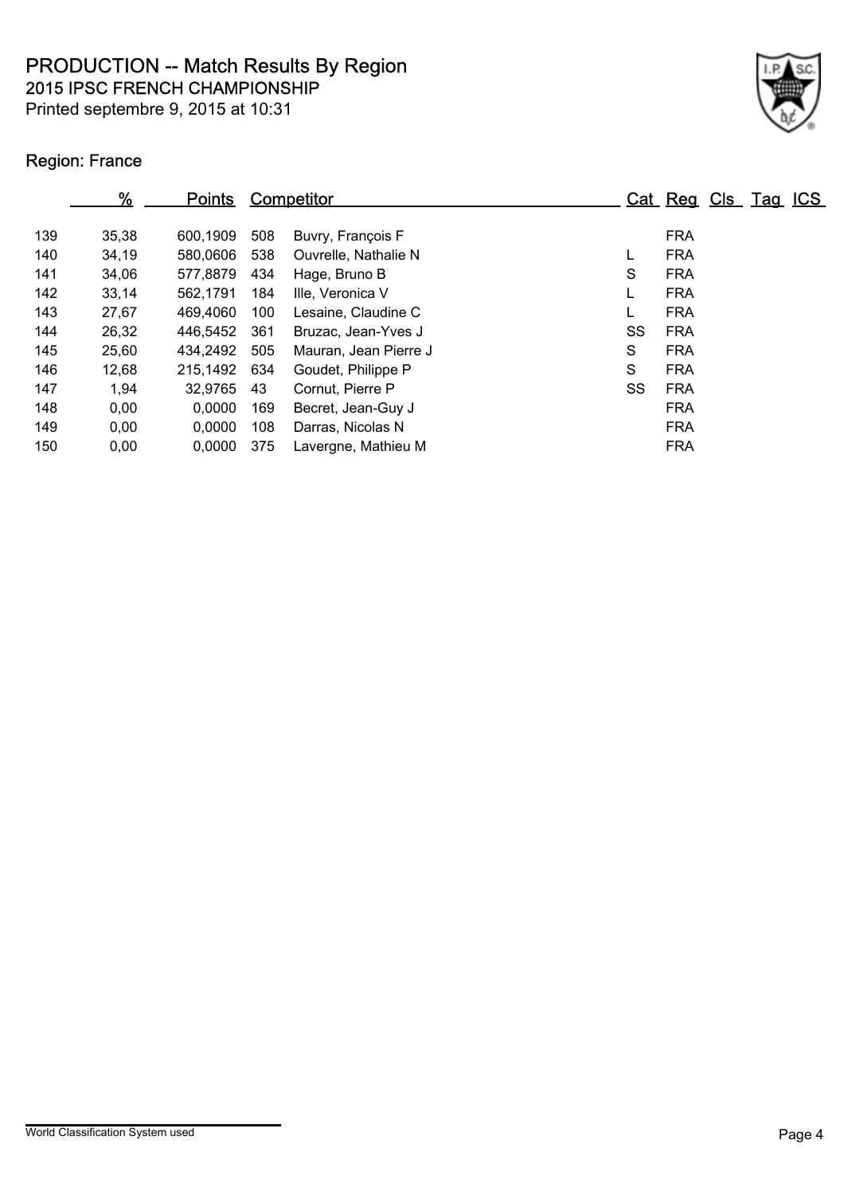# PRODUCTION -- Match Results By Region

## 2015 IPSC FRENCH CHAMPIONSHIP

Printed septembre 9, 2015 at 10:31

### Region: France

| | % | Points | Competitor | | Cat | Reg | Cls | Tag | ICS |
|---|---|---|---|---|---|---|---|---|---|
| 139 | 35,38 | 600,1909 | 508 | Buvry, François F | | FRA | | | |
| 140 | 34,19 | 580,0606 | 538 | Ouvrelle, Nathalie N | L | FRA | | | |
| 141 | 34,06 | 577,8879 | 434 | Hage, Bruno B | S | FRA | | | |
| 142 | 33,14 | 562,1791 | 184 | Ille, Veronica V | L | FRA | | | |
| 143 | 27,67 | 469,4060 | 100 | Lesaine, Claudine C | L | FRA | | | |
| 144 | 26,32 | 446,5452 | 361 | Bruzac, Jean-Yves J | SS | FRA | | | |
| 145 | 25,60 | 434,2492 | 505 | Mauran, Jean Pierre J | S | FRA | | | |
| 146 | 12,68 | 215,1492 | 634 | Goudet, Philippe P | S | FRA | | | |
| 147 | 1,94 | 32,9765 | 43 | Cornut, Pierre P | SS | FRA | | | |
| 148 | 0,00 | 0,0000 | 169 | Becret, Jean-Guy J | | FRA | | | |
| 149 | 0,00 | 0,0000 | 108 | Darras, Nicolas N | | FRA | | | |
| 150 | 0,00 | 0,0000 | 375 | Lavergne, Mathieu M | | FRA | | | |

World Classification System used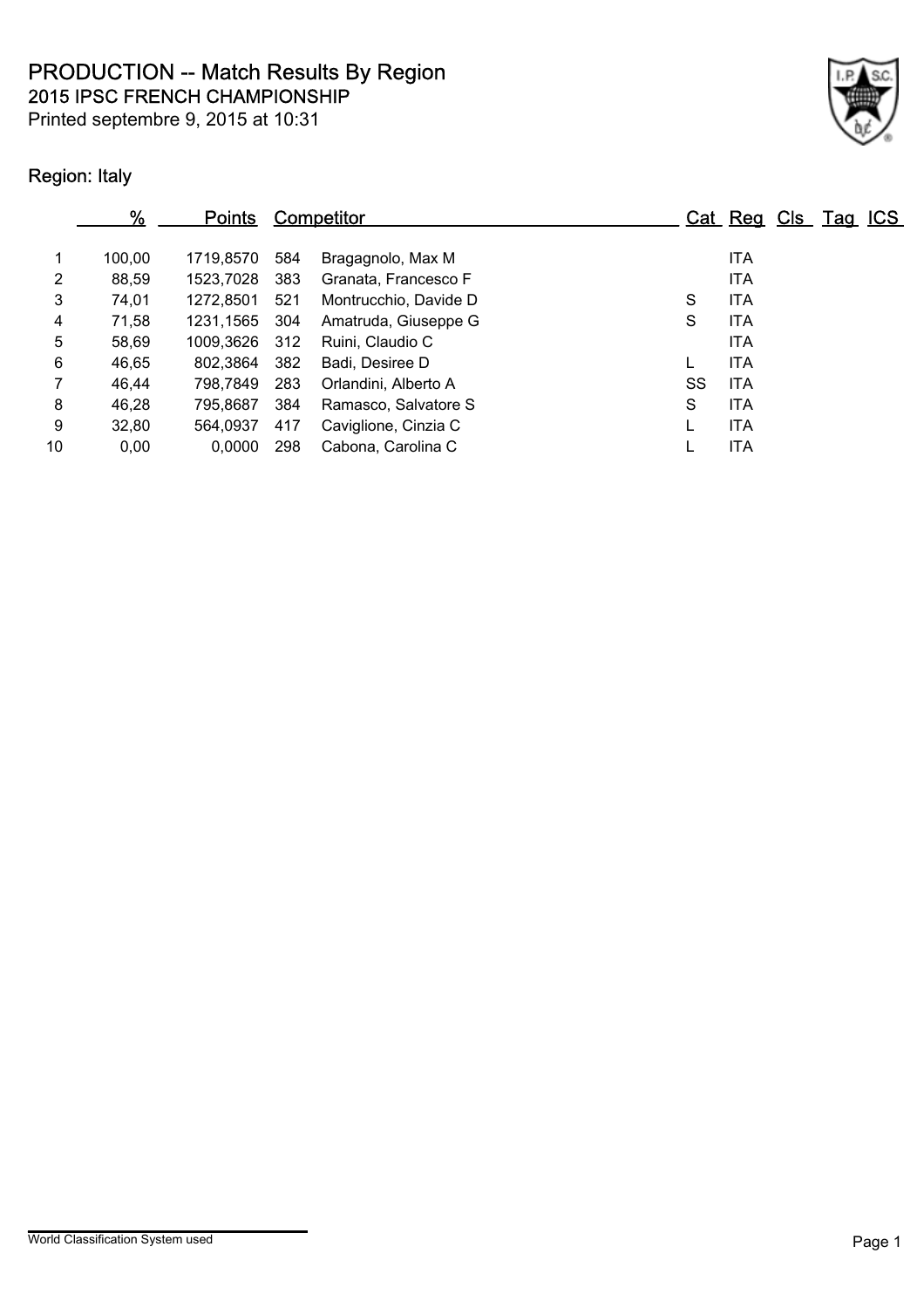# PRODUCTION -- Match Results By Region

## 2015 IPSC FRENCH CHAMPIONSHIP

Printed septembre 9, 2015 at 10:31

### Region: Italy

| | % | Points | Competitor | | Cat | Reg | Cls | Tag | ICS |
|---|---|---|---|---|---|---|---|---|---|
| 1 | 100,00 | 1719,8570 | 584 | Bragagnolo, Max M | | ITA | | | |
| 2 | 88,59 | 1523,7028 | 383 | Granata, Francesco F | | ITA | | | |
| 3 | 74,01 | 1272,8501 | 521 | Montrucchio, Davide D | S | ITA | | | |
| 4 | 71,58 | 1231,1565 | 304 | Amatruda, Giuseppe G | S | ITA | | | |
| 5 | 58,69 | 1009,3626 | 312 | Ruini, Claudio C | | ITA | | | |
| 6 | 46,65 | 802,3864 | 382 | Badi, Desiree D | L | ITA | | | |
| 7 | 46,44 | 798,7849 | 283 | Orlandini, Alberto A | SS | ITA | | | |
| 8 | 46,28 | 795,8687 | 384 | Ramasco, Salvatore S | S | ITA | | | |
| 9 | 32,80 | 564,0937 | 417 | Caviglione, Cinzia C | L | ITA | | | |
| 10 | 0,00 | 0,0000 | 298 | Cabona, Carolina C | L | ITA | | | |

World Classification System used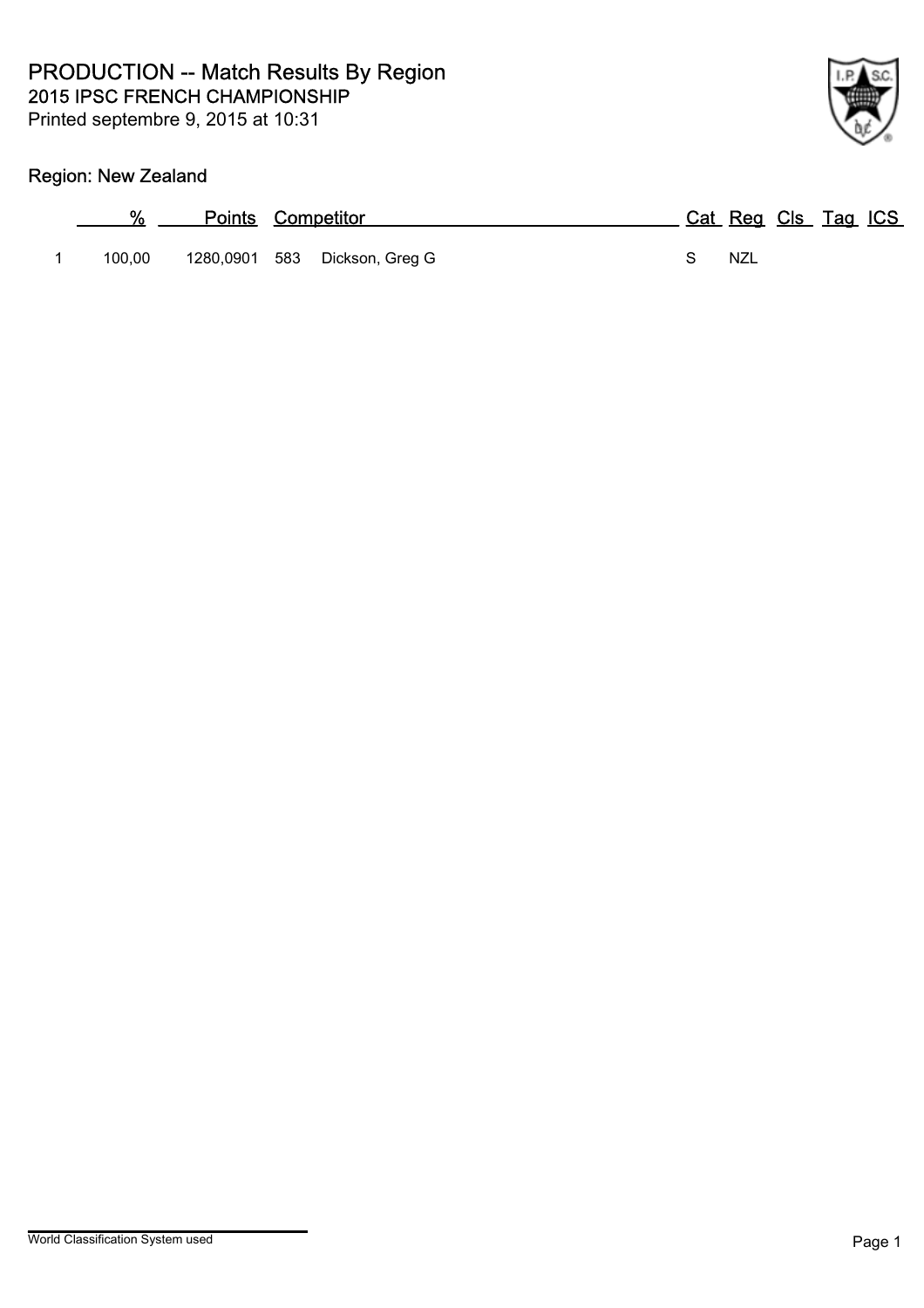# PRODUCTION -- Match Results By Region

## 2015 IPSC FRENCH CHAMPIONSHIP

Printed septembre 9, 2015 at 10:31

### Region: New Zealand

| | % | Points | Competitor | | Cat | Reg | Cls | Tag | ICS |
|---|---|---|---|---|---|---|---|---|---|
| 1 | 100,00 | 1280,0901 | 583 | Dickson, Greg G | S | NZL | | | |

World Classification System used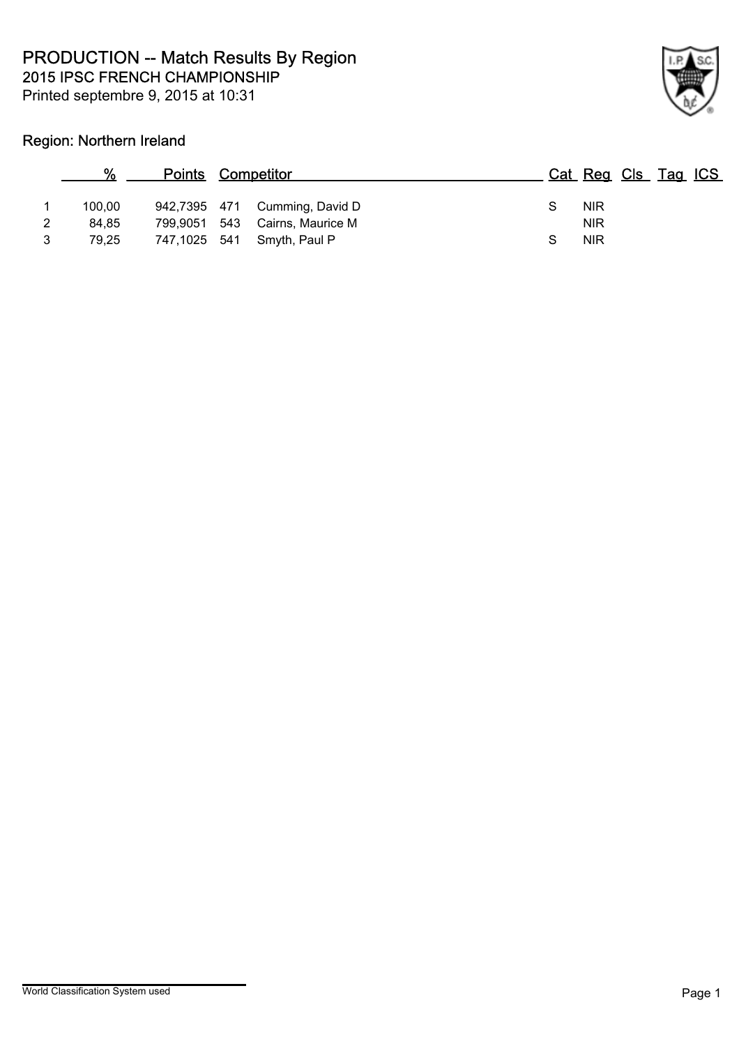# PRODUCTION -- Match Results By Region

## 2015 IPSC FRENCH CHAMPIONSHIP

Printed septembre 9, 2015 at 10:31

### Region: Northern Ireland

| | % | Points | | Competitor | Cat | Reg | Cls | Tag | ICS |
|---|---|---|---|---|---|---|---|---|---|
| 1 | 100,00 | 942,7395 | 471 | Cumming, David D | S | NIR | | | |
| 2 | 84,85 | 799,9051 | 543 | Cairns, Maurice M | | NIR | | | |
| 3 | 79,25 | 747,1025 | 541 | Smyth, Paul P | S | NIR | | | |

World Classification System used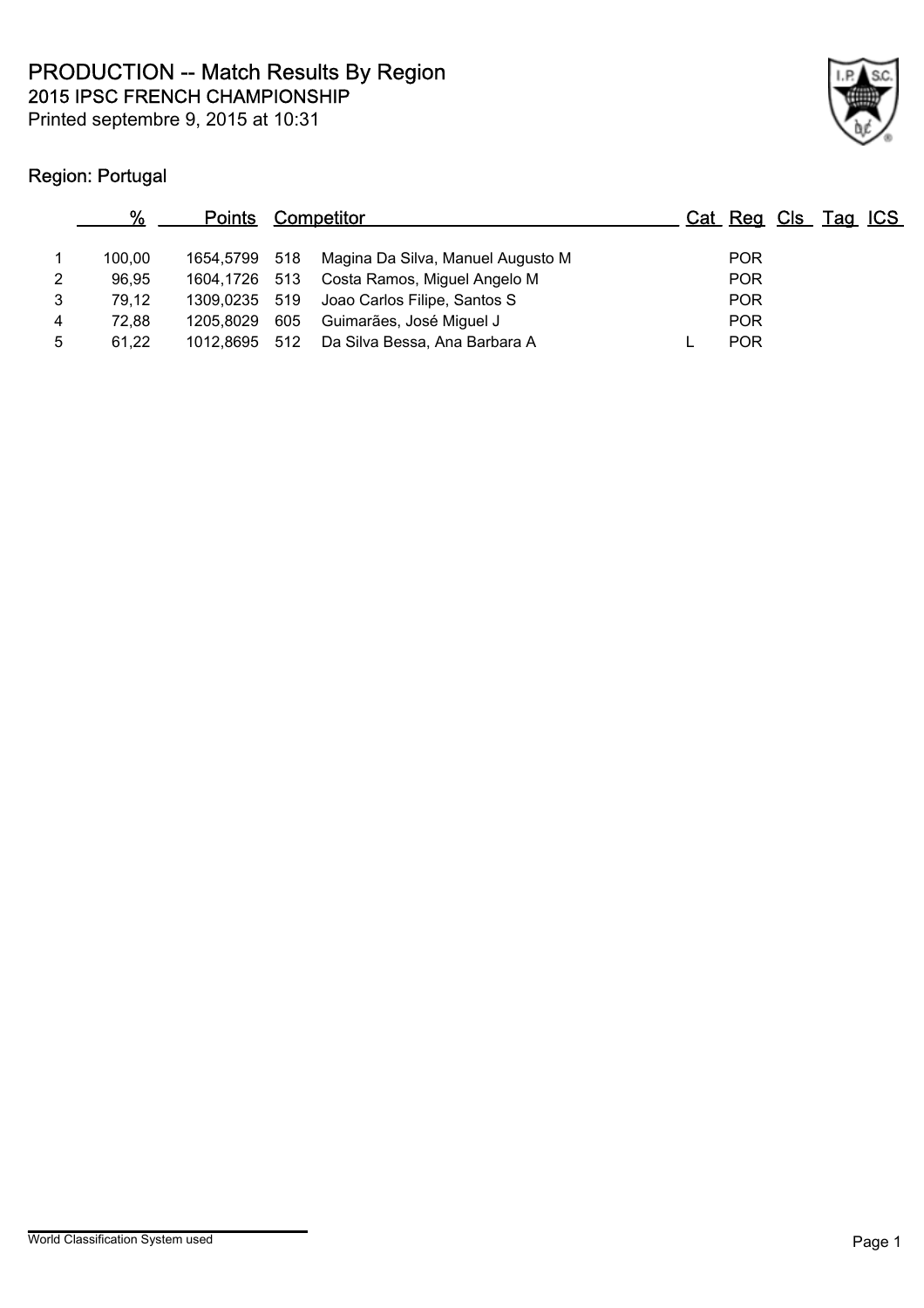# PRODUCTION -- Match Results By Region

## 2015 IPSC FRENCH CHAMPIONSHIP

Printed septembre 9, 2015 at 10:31

### Region: Portugal

| | % | Points | | Competitor | Cat | Reg | Cls | Tag | ICS |
|---|---|---|---|---|---|---|---|---|---|
| 1 | 100,00 | 1654,5799 | 518 | Magina Da Silva, Manuel Augusto M | | POR | | | |
| 2 | 96,95 | 1604,1726 | 513 | Costa Ramos, Miguel Angelo M | | POR | | | |
| 3 | 79,12 | 1309,0235 | 519 | Joao Carlos Filipe, Santos S | | POR | | | |
| 4 | 72,88 | 1205,8029 | 605 | Guimarães, José Miguel J | | POR | | | |
| 5 | 61,22 | 1012,8695 | 512 | Da Silva Bessa, Ana Barbara A | L | POR | | | |

World Classification System used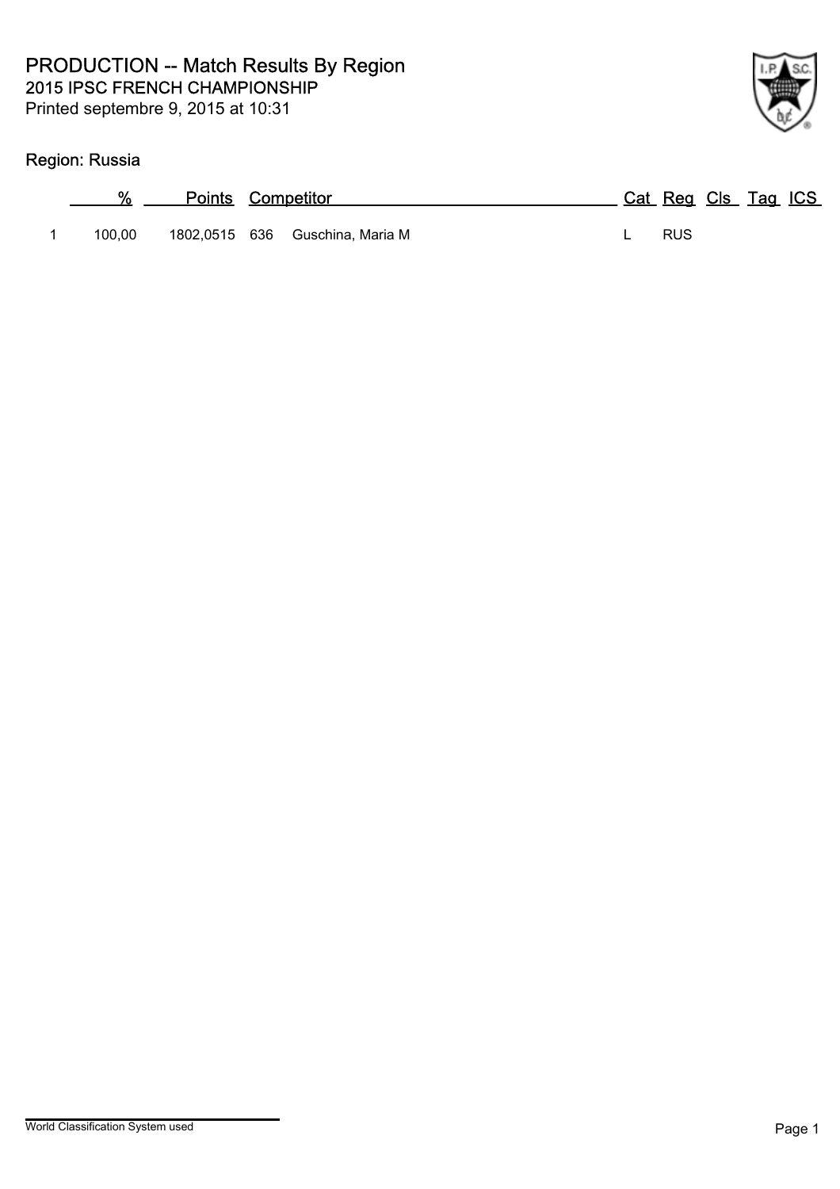# PRODUCTION -- Match Results By Region

## 2015 IPSC FRENCH CHAMPIONSHIP

Printed septembre 9, 2015 at 10:31

### Region: Russia

| | % | Points | | Competitor | Cat | Reg | Cls | Tag | ICS |
|---|---|---|---|---|---|---|---|---|---|
| 1 | 100,00 | 1802,0515 | 636 | Guschina, Maria M | L | RUS | | | |

World Classification System used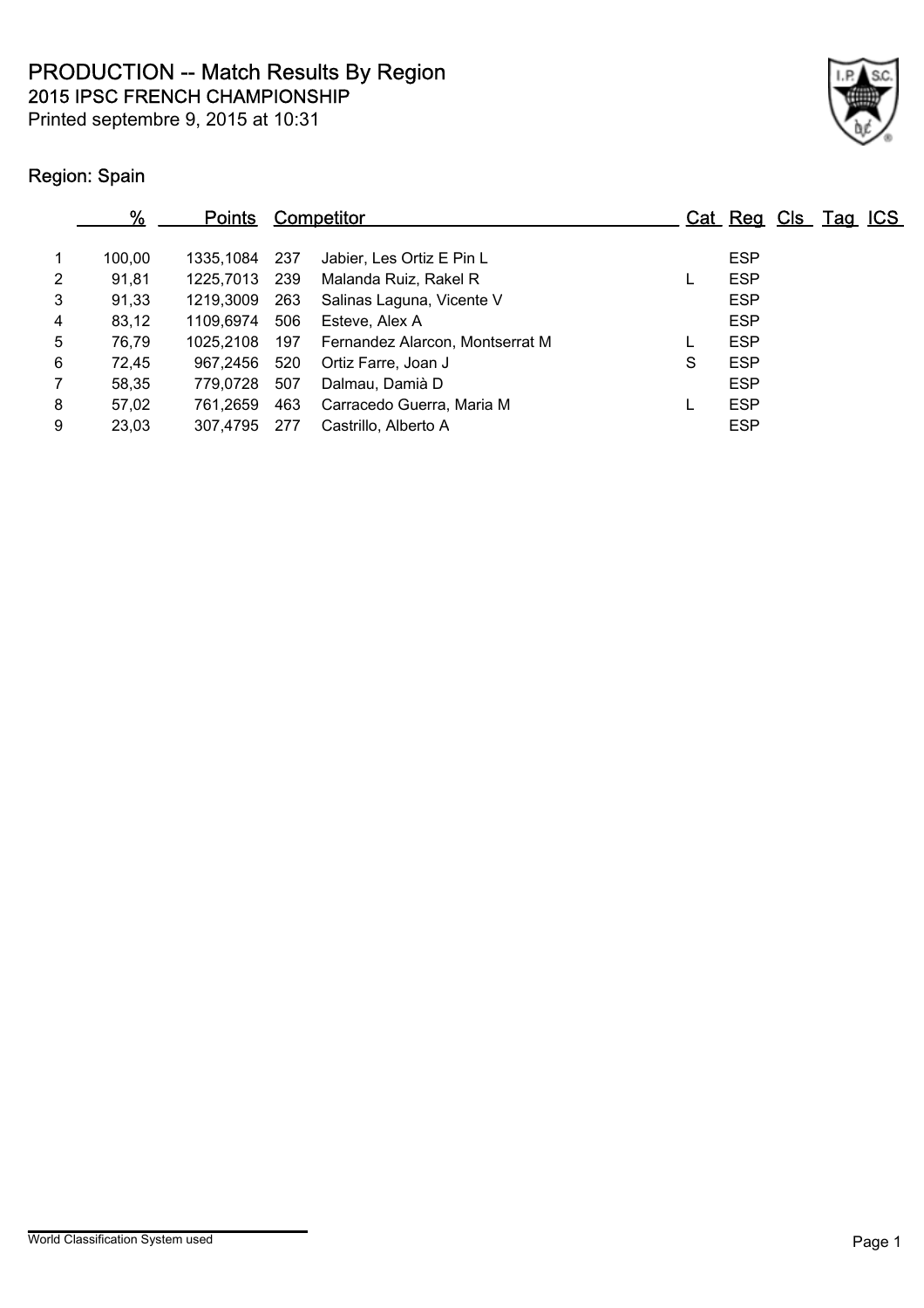# PRODUCTION -- Match Results By Region

## 2015 IPSC FRENCH CHAMPIONSHIP

Printed septembre 9, 2015 at 10:31

### Region: Spain

| | % | Points | | Competitor | Cat | Reg | Cls | Tag | ICS |
|---|---|---|---|---|---|---|---|---|---|
| 1 | 100,00 | 1335,1084 | 237 | Jabier, Les Ortiz E Pin L | | ESP | | | |
| 2 | 91,81 | 1225,7013 | 239 | Malanda Ruiz, Rakel R | L | ESP | | | |
| 3 | 91,33 | 1219,3009 | 263 | Salinas Laguna, Vicente V | | ESP | | | |
| 4 | 83,12 | 1109,6974 | 506 | Esteve, Alex A | | ESP | | | |
| 5 | 76,79 | 1025,2108 | 197 | Fernandez Alarcon, Montserrat M | L | ESP | | | |
| 6 | 72,45 | 967,2456 | 520 | Ortiz Farre, Joan J | S | ESP | | | |
| 7 | 58,35 | 779,0728 | 507 | Dalmau, Damià D | | ESP | | | |
| 8 | 57,02 | 761,2659 | 463 | Carracedo Guerra, Maria M | L | ESP | | | |
| 9 | 23,03 | 307,4795 | 277 | Castrillo, Alberto A | | ESP | | | |

World Classification System used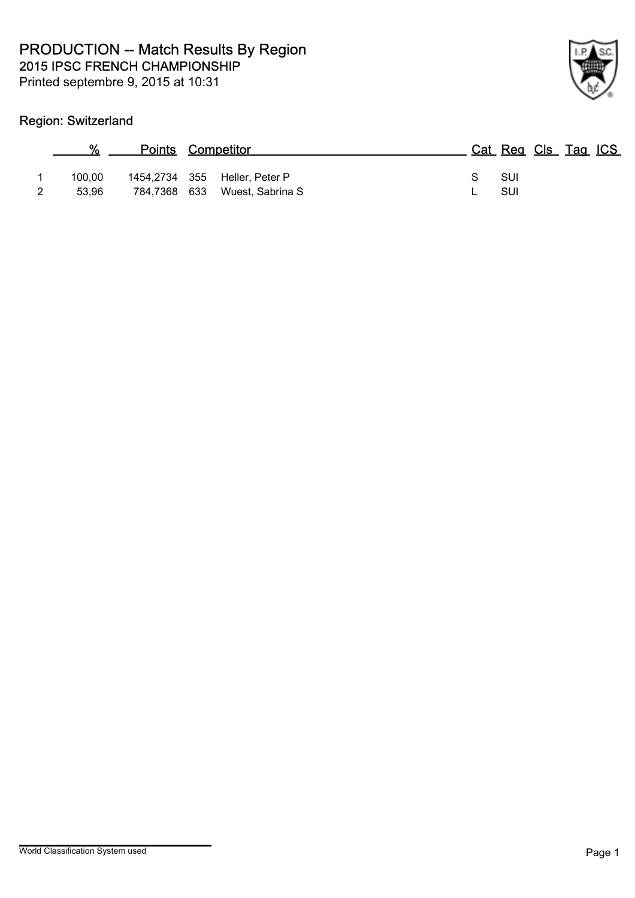# PRODUCTION -- Match Results By Region

## 2015 IPSC FRENCH CHAMPIONSHIP

Printed septembre 9, 2015 at 10:31

### Region: Switzerland

| | % | Points | | Competitor | Cat | Reg | Cls | Tag | ICS |
|---|---|---|---|---|---|---|---|---|---|
| 1 | 100,00 | 1454,2734 | 355 | Heller, Peter P | S | SUI | | | |
| 2 | 53,96 | 784,7368 | 633 | Wuest, Sabrina S | L | SUI | | | |

World Classification System used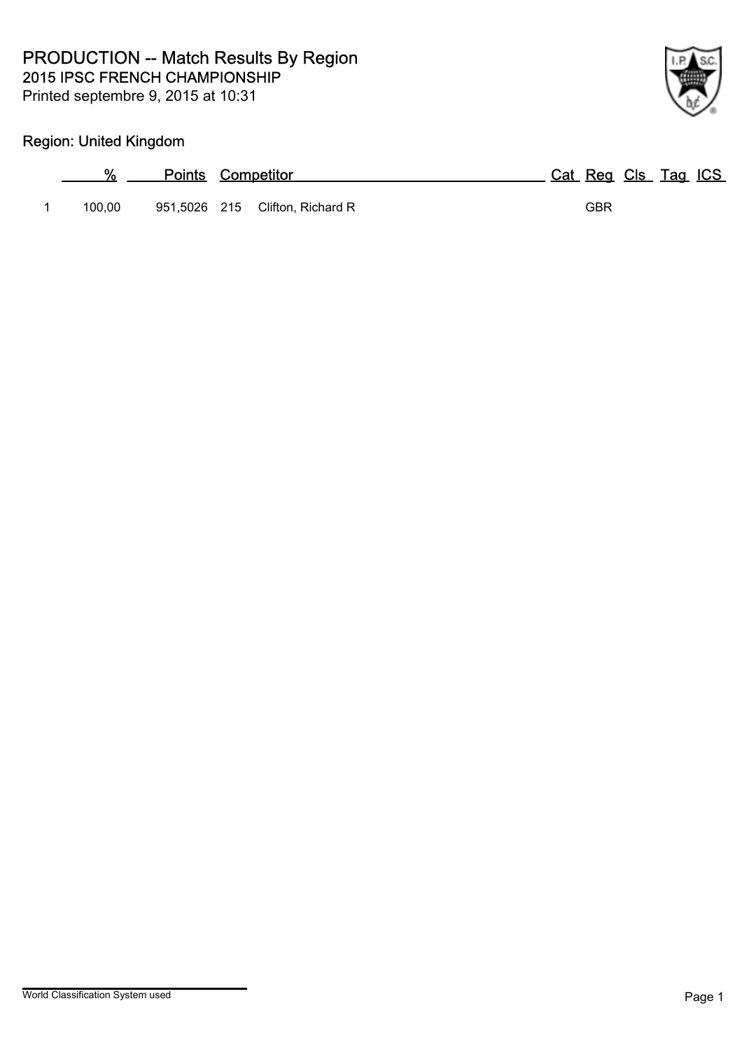# PRODUCTION -- Match Results By Region

## 2015 IPSC FRENCH CHAMPIONSHIP

Printed septembre 9, 2015 at 10:31

### Region: United Kingdom

| | % | Points | Competitor | | Cat | Reg | Cls | Tag | ICS |
|---|---|---|---|---|---|---|---|---|---|
| 1 | 100,00 | 951,5026 | 215 | Clifton, Richard R | | GBR | | | |

World Classification System used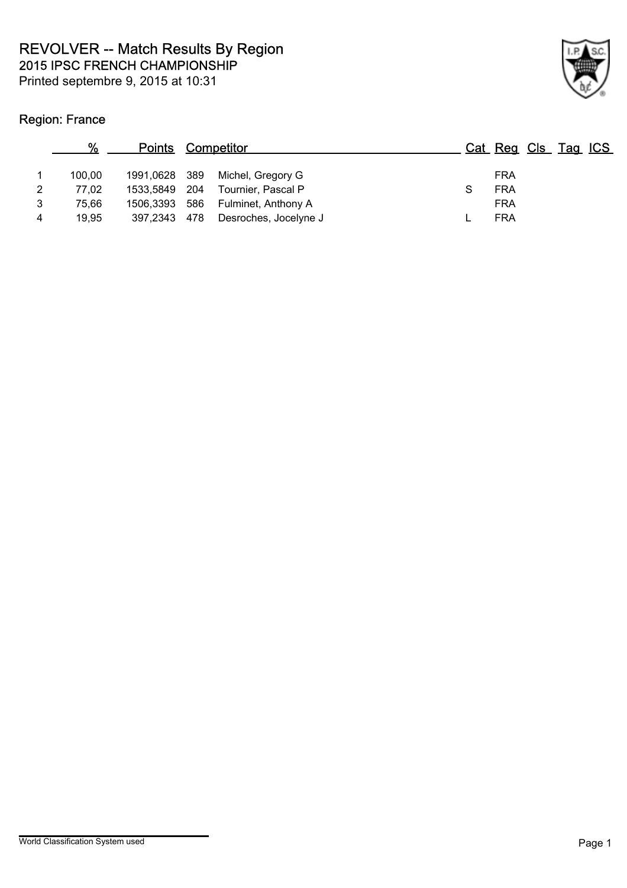# REVOLVER -- Match Results By Region

## 2015 IPSC FRENCH CHAMPIONSHIP

Printed septembre 9, 2015 at 10:31

### Region: France

| | % | Points | Competitor | | Cat | Reg | Cls | Tag | ICS |
|---|---|---|---|---|---|---|---|---|---|
| 1 | 100,00 | 1991,0628 | 389 | Michel, Gregory G | | FRA | | | |
| 2 | 77,02 | 1533,5849 | 204 | Tournier, Pascal P | S | FRA | | | |
| 3 | 75,66 | 1506,3393 | 586 | Fulminet, Anthony A | | FRA | | | |
| 4 | 19,95 | 397,2343 | 478 | Desroches, Jocelyne J | L | FRA | | | |

World Classification System used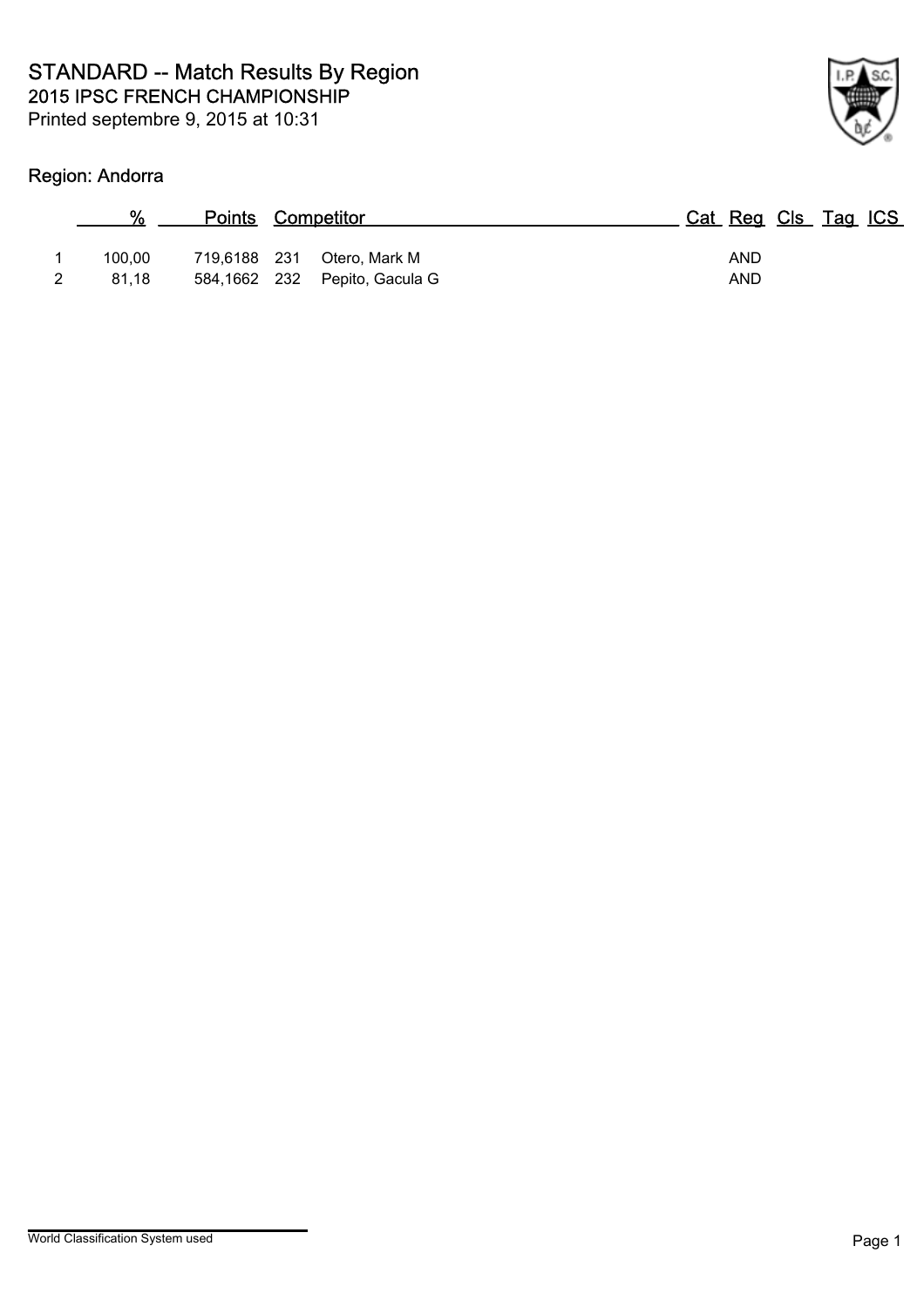# STANDARD -- Match Results By Region

## 2015 IPSC FRENCH CHAMPIONSHIP

Printed septembre 9, 2015 at 10:31

### Region: Andorra

| | % | Points | Competitor | | Cat | Reg | Cls | Tag | ICS |
|---|---|---|---|---|---|---|---|---|---|
| 1 | 100,00 | 719,6188 | 231 | Otero, Mark M | | AND | | | |
| 2 | 81,18 | 584,1662 | 232 | Pepito, Gacula G | | AND | | | |

World Classification System used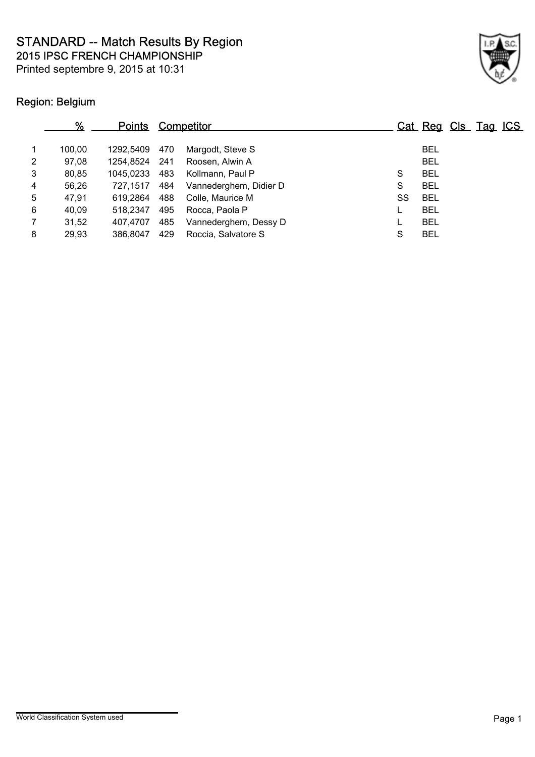# STANDARD -- Match Results By Region

## 2015 IPSC FRENCH CHAMPIONSHIP

Printed septembre 9, 2015 at 10:31

### Region: Belgium

| | % | Points | Competitor | | Cat | Reg | Cls | Tag | ICS |
|---|---|---|---|---|---|---|---|---|---|
| 1 | 100,00 | 1292,5409 | 470 | Margodt, Steve S | | BEL | | | |
| 2 | 97,08 | 1254,8524 | 241 | Roosen, Alwin A | | BEL | | | |
| 3 | 80,85 | 1045,0233 | 483 | Kollmann, Paul P | S | BEL | | | |
| 4 | 56,26 | 727,1517 | 484 | Vannederghem, Didier D | S | BEL | | | |
| 5 | 47,91 | 619,2864 | 488 | Colle, Maurice M | SS | BEL | | | |
| 6 | 40,09 | 518,2347 | 495 | Rocca, Paola P | L | BEL | | | |
| 7 | 31,52 | 407,4707 | 485 | Vannederghem, Dessy D | L | BEL | | | |
| 8 | 29,93 | 386,8047 | 429 | Roccia, Salvatore S | S | BEL | | | |

World Classification System used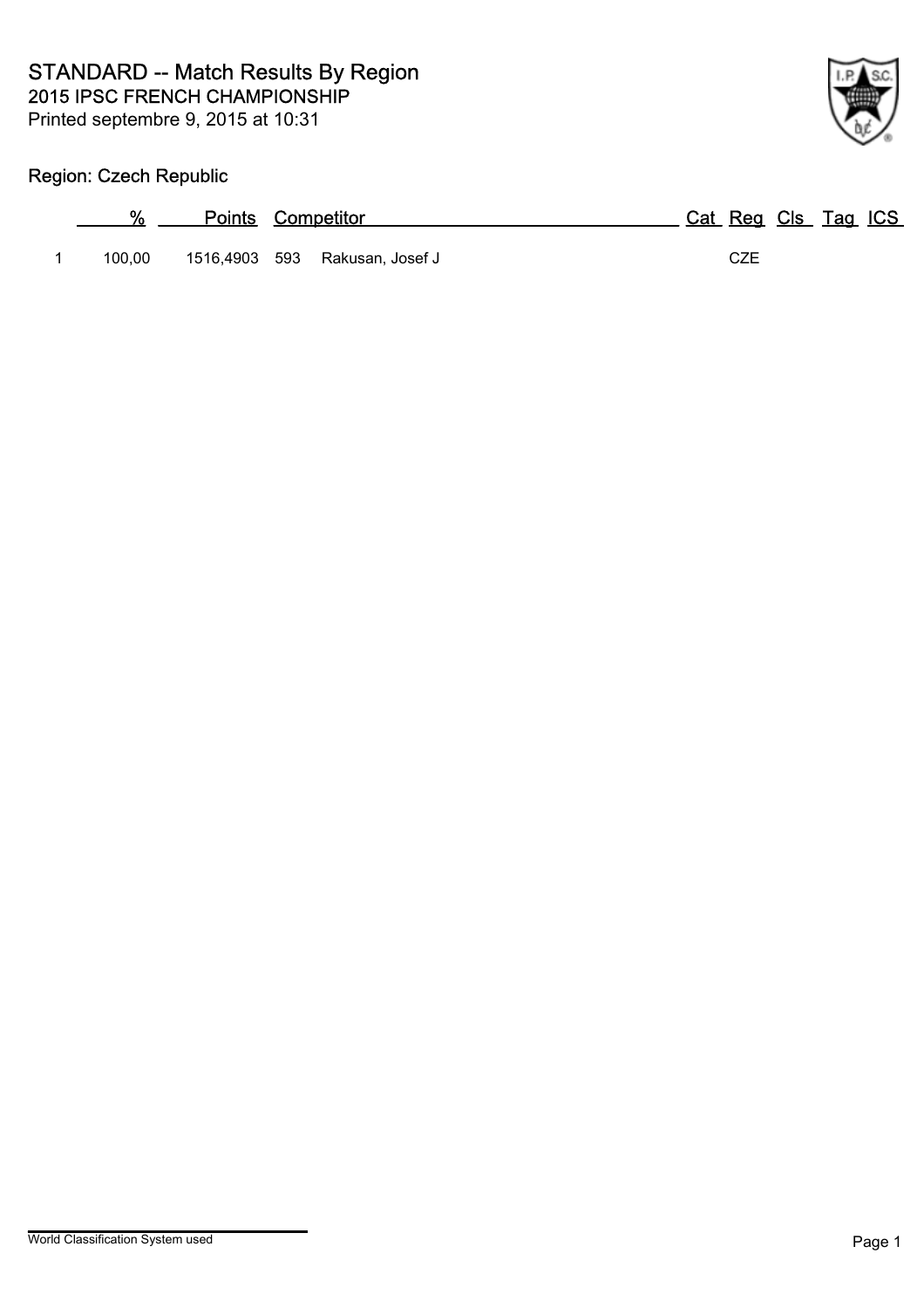# STANDARD -- Match Results By Region

## 2015 IPSC FRENCH CHAMPIONSHIP

Printed septembre 9, 2015 at 10:31

### Region: Czech Republic

| | % | Points | Competitor | | Cat | Reg | Cls | Tag | ICS |
|---|---|---|---|---|---|---|---|---|---|
| 1 | 100,00 | 1516,4903 | 593 | Rakusan, Josef J | | CZE | | | |

World Classification System used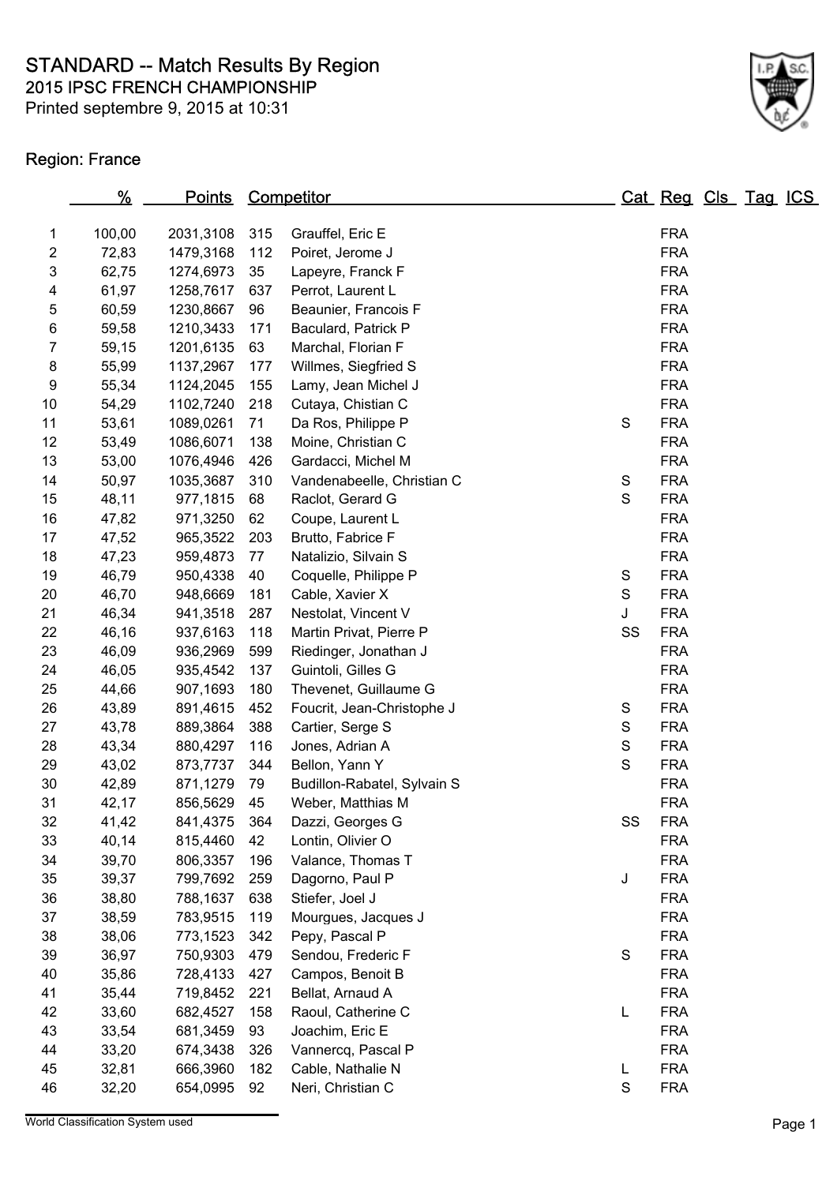# STANDARD -- Match Results By Region

## 2015 IPSC FRENCH CHAMPIONSHIP

Printed septembre 9, 2015 at 10:31

### Region: France

| | % | Points | Competitor | | Cat | Reg | Cls | Tag | ICS |
|---|---|---|---|---|---|---|---|---|---|
| 1 | 100,00 | 2031,3108 | 315 | Grauffel, Eric E | | FRA | | | |
| 2 | 72,83 | 1479,3168 | 112 | Poiret, Jerome J | | FRA | | | |
| 3 | 62,75 | 1274,6973 | 35 | Lapeyre, Franck F | | FRA | | | |
| 4 | 61,97 | 1258,7617 | 637 | Perrot, Laurent L | | FRA | | | |
| 5 | 60,59 | 1230,8667 | 96 | Beaunier, Francois F | | FRA | | | |
| 6 | 59,58 | 1210,3433 | 171 | Baculard, Patrick P | | FRA | | | |
| 7 | 59,15 | 1201,6135 | 63 | Marchal, Florian F | | FRA | | | |
| 8 | 55,99 | 1137,2967 | 177 | Willmes, Siegfried S | | FRA | | | |
| 9 | 55,34 | 1124,2045 | 155 | Lamy, Jean Michel J | | FRA | | | |
| 10 | 54,29 | 1102,7240 | 218 | Cutaya, Chistian C | | FRA | | | |
| 11 | 53,61 | 1089,0261 | 71 | Da Ros, Philippe P | S | FRA | | | |
| 12 | 53,49 | 1086,6071 | 138 | Moine, Christian C | | FRA | | | |
| 13 | 53,00 | 1076,4946 | 426 | Gardacci, Michel M | | FRA | | | |
| 14 | 50,97 | 1035,3687 | 310 | Vandenabeelle, Christian C | S | FRA | | | |
| 15 | 48,11 | 977,1815 | 68 | Raclot, Gerard G | S | FRA | | | |
| 16 | 47,82 | 971,3250 | 62 | Coupe, Laurent L | | FRA | | | |
| 17 | 47,52 | 965,3522 | 203 | Brutto, Fabrice F | | FRA | | | |
| 18 | 47,23 | 959,4873 | 77 | Natalizio, Silvain S | | FRA | | | |
| 19 | 46,79 | 950,4338 | 40 | Coquelle, Philippe P | S | FRA | | | |
| 20 | 46,70 | 948,6669 | 181 | Cable, Xavier X | S | FRA | | | |
| 21 | 46,34 | 941,3518 | 287 | Nestolat, Vincent V | J | FRA | | | |
| 22 | 46,16 | 937,6163 | 118 | Martin Privat, Pierre P | SS | FRA | | | |
| 23 | 46,09 | 936,2969 | 599 | Riedinger, Jonathan J | | FRA | | | |
| 24 | 46,05 | 935,4542 | 137 | Guintoli, Gilles G | | FRA | | | |
| 25 | 44,66 | 907,1693 | 180 | Thevenet, Guillaume G | | FRA | | | |
| 26 | 43,89 | 891,4615 | 452 | Foucrit, Jean-Christophe J | S | FRA | | | |
| 27 | 43,78 | 889,3864 | 388 | Cartier, Serge S | S | FRA | | | |
| 28 | 43,34 | 880,4297 | 116 | Jones, Adrian A | S | FRA | | | |
| 29 | 43,02 | 873,7737 | 344 | Bellon, Yann Y | S | FRA | | | |
| 30 | 42,89 | 871,1279 | 79 | Budillon-Rabatel, Sylvain S | | FRA | | | |
| 31 | 42,17 | 856,5629 | 45 | Weber, Matthias M | | FRA | | | |
| 32 | 41,42 | 841,4375 | 364 | Dazzi, Georges G | SS | FRA | | | |
| 33 | 40,14 | 815,4460 | 42 | Lontin, Olivier O | | FRA | | | |
| 34 | 39,70 | 806,3357 | 196 | Valance, Thomas T | | FRA | | | |
| 35 | 39,37 | 799,7692 | 259 | Dagorno, Paul P | J | FRA | | | |
| 36 | 38,80 | 788,1637 | 638 | Stiefer, Joel J | | FRA | | | |
| 37 | 38,59 | 783,9515 | 119 | Mourgues, Jacques J | | FRA | | | |
| 38 | 38,06 | 773,1523 | 342 | Pepy, Pascal P | | FRA | | | |
| 39 | 36,97 | 750,9303 | 479 | Sendou, Frederic F | S | FRA | | | |
| 40 | 35,86 | 728,4133 | 427 | Campos, Benoit B | | FRA | | | |
| 41 | 35,44 | 719,8452 | 221 | Bellat, Arnaud A | | FRA | | | |
| 42 | 33,60 | 682,4527 | 158 | Raoul, Catherine C | L | FRA | | | |
| 43 | 33,54 | 681,3459 | 93 | Joachim, Eric E | | FRA | | | |
| 44 | 33,20 | 674,3438 | 326 | Vannercq, Pascal P | | FRA | | | |
| 45 | 32,81 | 666,3960 | 182 | Cable, Nathalie N | L | FRA | | | |
| 46 | 32,20 | 654,0995 | 92 | Neri, Christian C | S | FRA | | | |

World Classification System used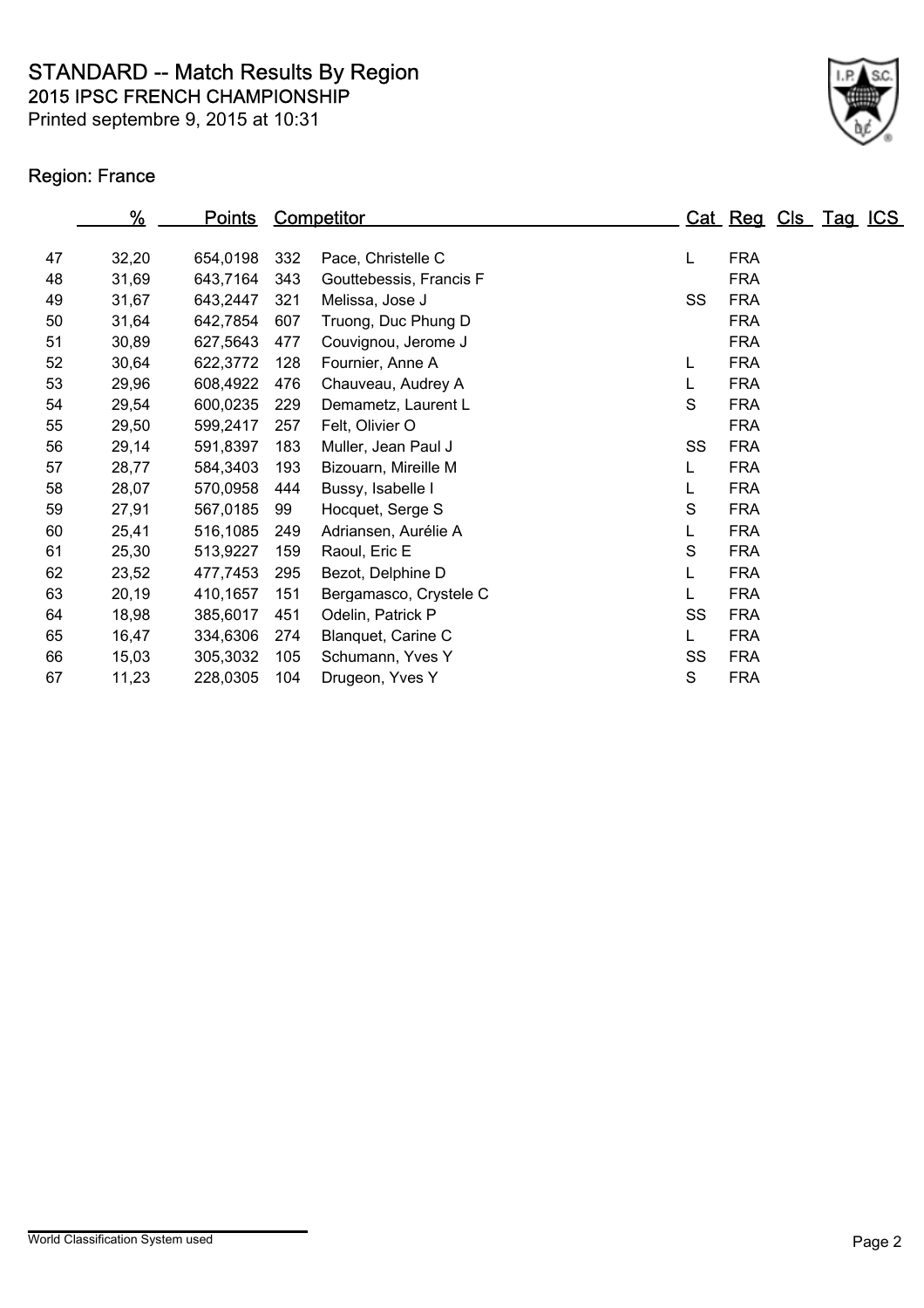# STANDARD -- Match Results By Region

## 2015 IPSC FRENCH CHAMPIONSHIP

Printed septembre 9, 2015 at 10:31

### Region: France

| | % | Points | Competitor | | Cat | Reg | Cls | Tag | ICS |
|---|---|---|---|---|---|---|---|---|---|
| 47 | 32,20 | 654,0198 | 332 | Pace, Christelle C | L | FRA | | | |
| 48 | 31,69 | 643,7164 | 343 | Gouttebessis, Francis F | | FRA | | | |
| 49 | 31,67 | 643,2447 | 321 | Melissa, Jose J | SS | FRA | | | |
| 50 | 31,64 | 642,7854 | 607 | Truong, Duc Phung D | | FRA | | | |
| 51 | 30,89 | 627,5643 | 477 | Couvignou, Jerome J | | FRA | | | |
| 52 | 30,64 | 622,3772 | 128 | Fournier, Anne A | L | FRA | | | |
| 53 | 29,96 | 608,4922 | 476 | Chauveau, Audrey A | L | FRA | | | |
| 54 | 29,54 | 600,0235 | 229 | Demametz, Laurent L | S | FRA | | | |
| 55 | 29,50 | 599,2417 | 257 | Felt, Olivier O | | FRA | | | |
| 56 | 29,14 | 591,8397 | 183 | Muller, Jean Paul J | SS | FRA | | | |
| 57 | 28,77 | 584,3403 | 193 | Bizouarn, Mireille M | L | FRA | | | |
| 58 | 28,07 | 570,0958 | 444 | Bussy, Isabelle I | L | FRA | | | |
| 59 | 27,91 | 567,0185 | 99 | Hocquet, Serge S | S | FRA | | | |
| 60 | 25,41 | 516,1085 | 249 | Adriansen, Aurélie A | L | FRA | | | |
| 61 | 25,30 | 513,9227 | 159 | Raoul, Eric E | S | FRA | | | |
| 62 | 23,52 | 477,7453 | 295 | Bezot, Delphine D | L | FRA | | | |
| 63 | 20,19 | 410,1657 | 151 | Bergamasco, Crystele C | L | FRA | | | |
| 64 | 18,98 | 385,6017 | 451 | Odelin, Patrick P | SS | FRA | | | |
| 65 | 16,47 | 334,6306 | 274 | Blanquet, Carine C | L | FRA | | | |
| 66 | 15,03 | 305,3032 | 105 | Schumann, Yves Y | SS | FRA | | | |
| 67 | 11,23 | 228,0305 | 104 | Drugeon, Yves Y | S | FRA | | | |

World Classification System used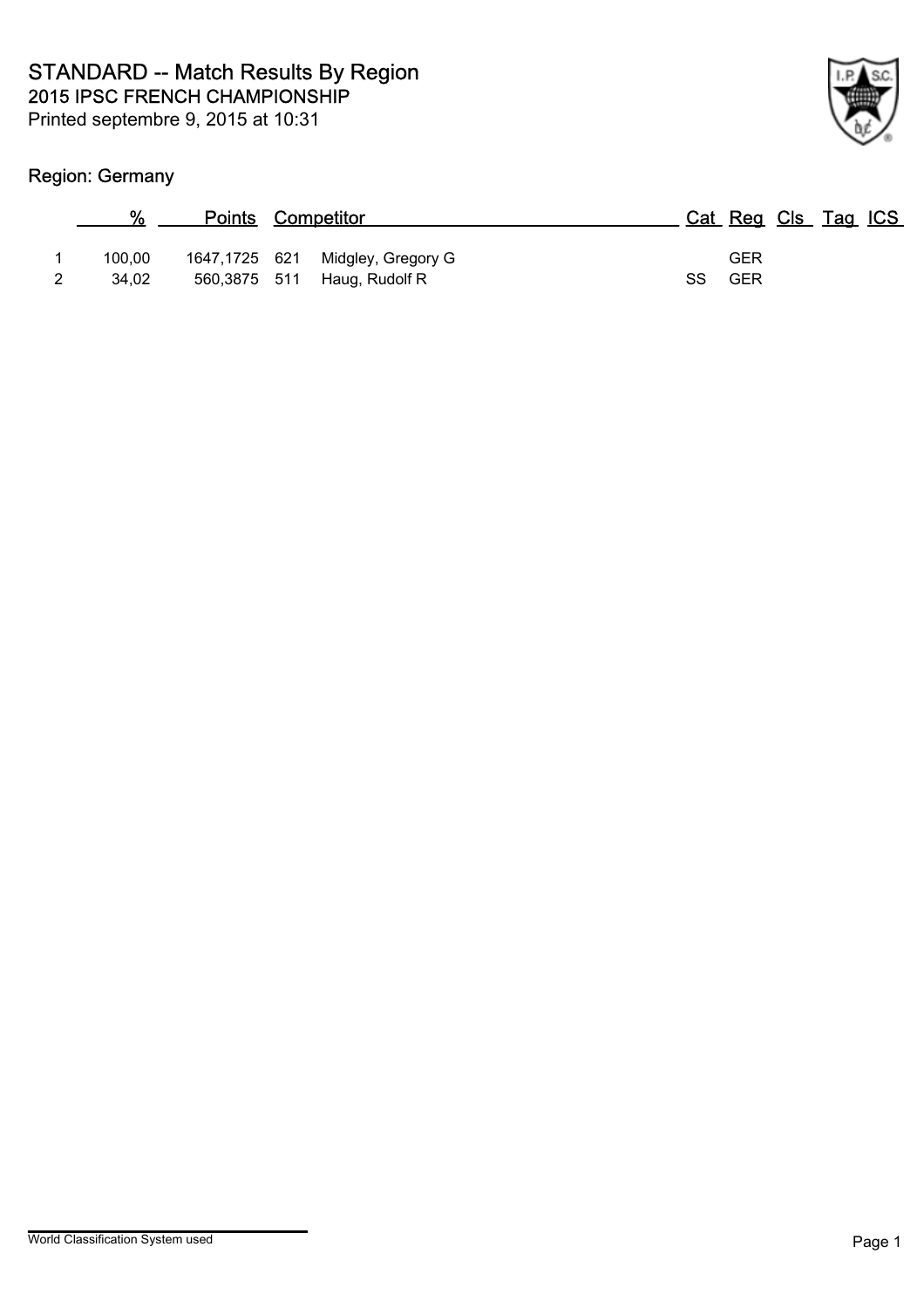# STANDARD -- Match Results By Region

## 2015 IPSC FRENCH CHAMPIONSHIP

Printed septembre 9, 2015 at 10:31

### Region: Germany

| | % | Points | Competitor | | Cat | Reg | Cls | Tag | ICS |
|---|---|---|---|---|---|---|---|---|---|
| 1 | 100,00 | 1647,1725 | 621 | Midgley, Gregory G | | GER | | | |
| 2 | 34,02 | 560,3875 | 511 | Haug, Rudolf R | SS | GER | | | |

World Classification System used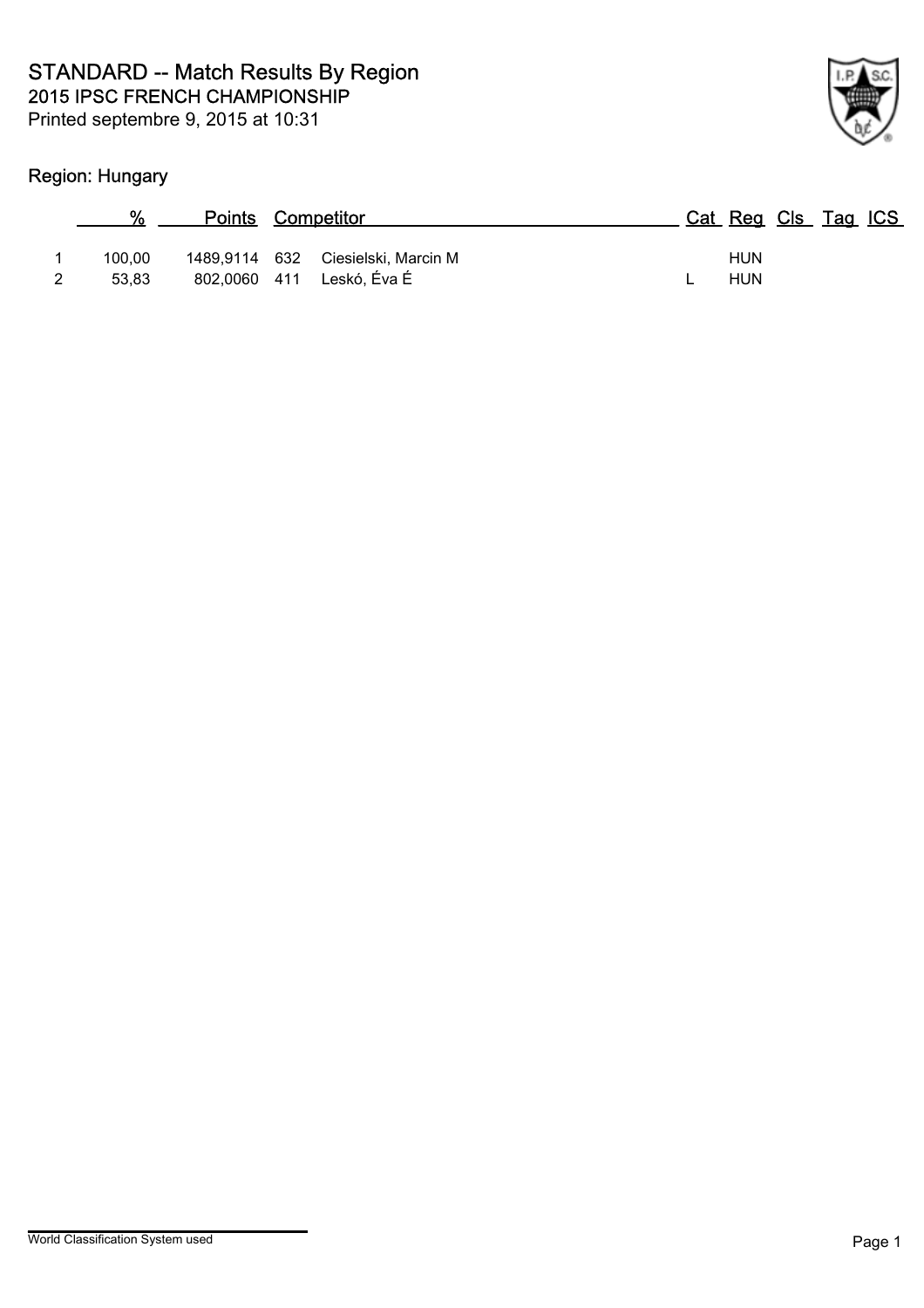# STANDARD -- Match Results By Region

## 2015 IPSC FRENCH CHAMPIONSHIP

Printed septembre 9, 2015 at 10:31

### Region: Hungary

| | % | Points | | Competitor | Cat | Reg | Cls | Tag | ICS |
|---|---|---|---|---|---|---|---|---|---|
| 1 | 100,00 | 1489,9114 | 632 | Ciesielski, Marcin M | | HUN | | | |
| 2 | 53,83 | 802,0060 | 411 | Leskó, Éva É | L | HUN | | | |

World Classification System used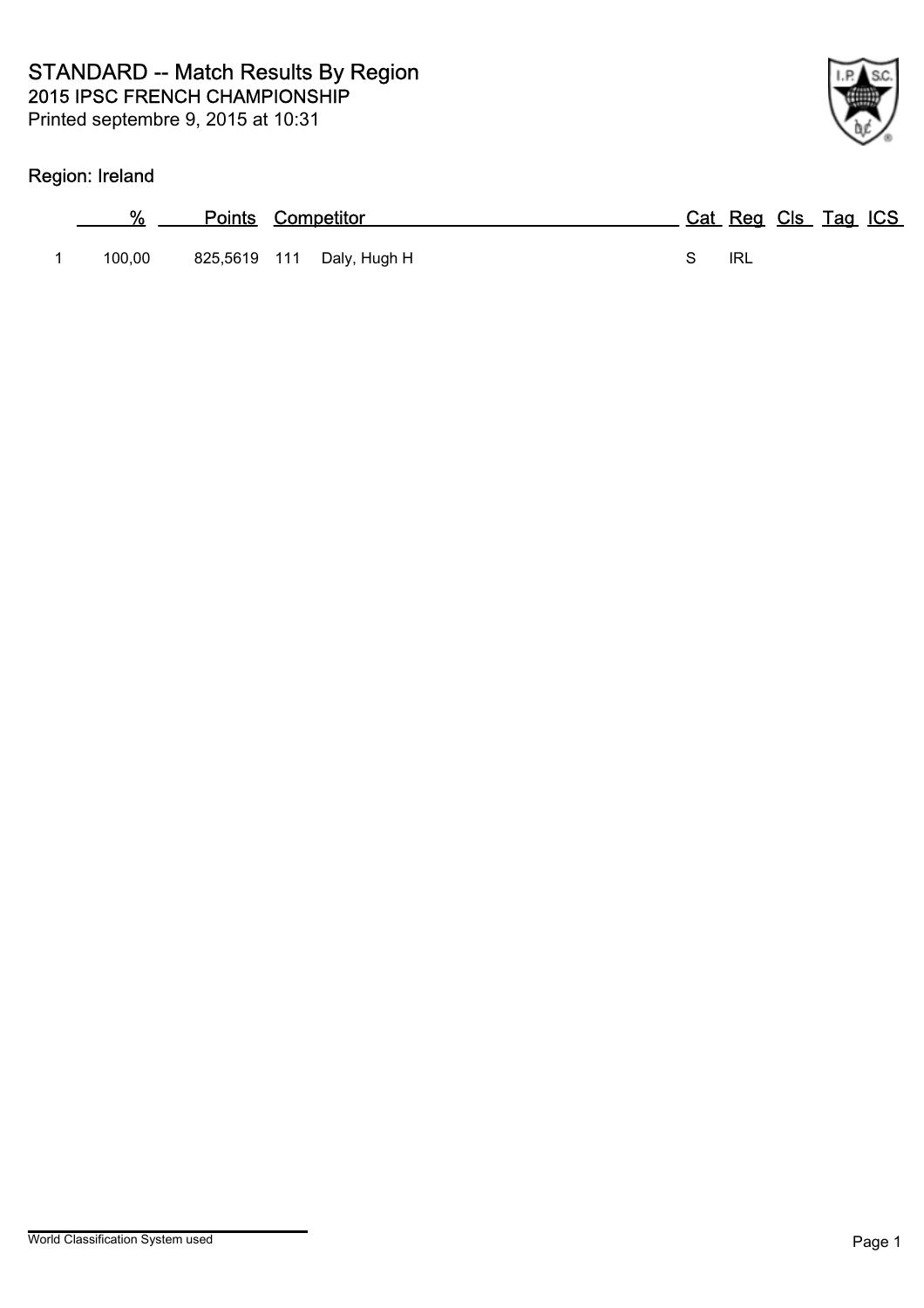# STANDARD -- Match Results By Region

## 2015 IPSC FRENCH CHAMPIONSHIP

Printed septembre 9, 2015 at 10:31

### Region: Ireland

| | % | Points | Competitor | | Cat | Reg | Cls | Tag | ICS |
|---|---|---|---|---|---|---|---|---|---|
| 1 | 100,00 | 825,5619 | 111 | Daly, Hugh H | S | IRL | | | |

World Classification System used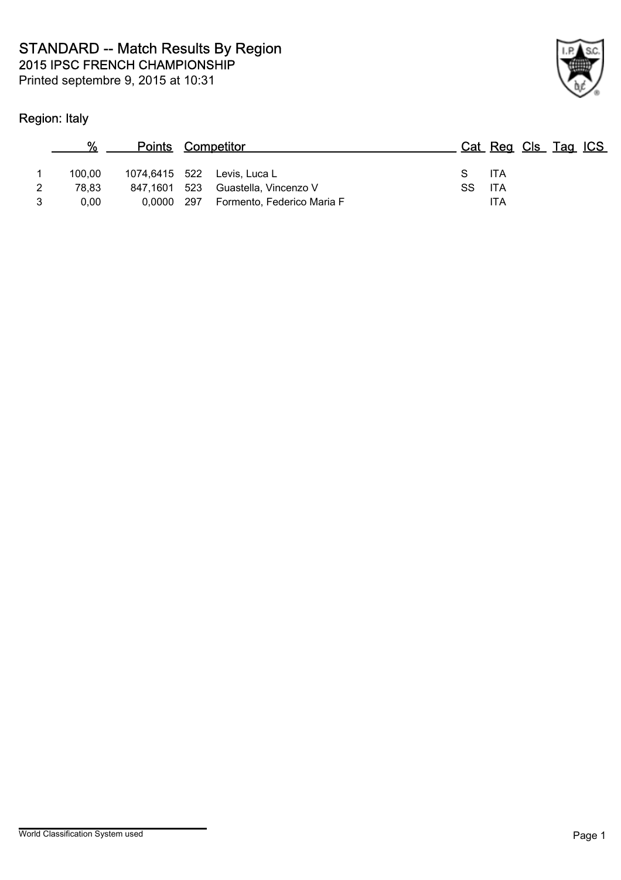# STANDARD -- Match Results By Region

## 2015 IPSC FRENCH CHAMPIONSHIP

Printed septembre 9, 2015 at 10:31

### Region: Italy

| | % | Points | Competitor | | Cat | Reg | Cls | Tag | ICS |
|---|---|---|---|---|---|---|---|---|---|
| 1 | 100,00 | 1074,6415 | 522 | Levis, Luca L | S | ITA | | | |
| 2 | 78,83 | 847,1601 | 523 | Guastella, Vincenzo V | SS | ITA | | | |
| 3 | 0,00 | 0,0000 | 297 | Formento, Federico Maria F | | ITA | | | |

World Classification System used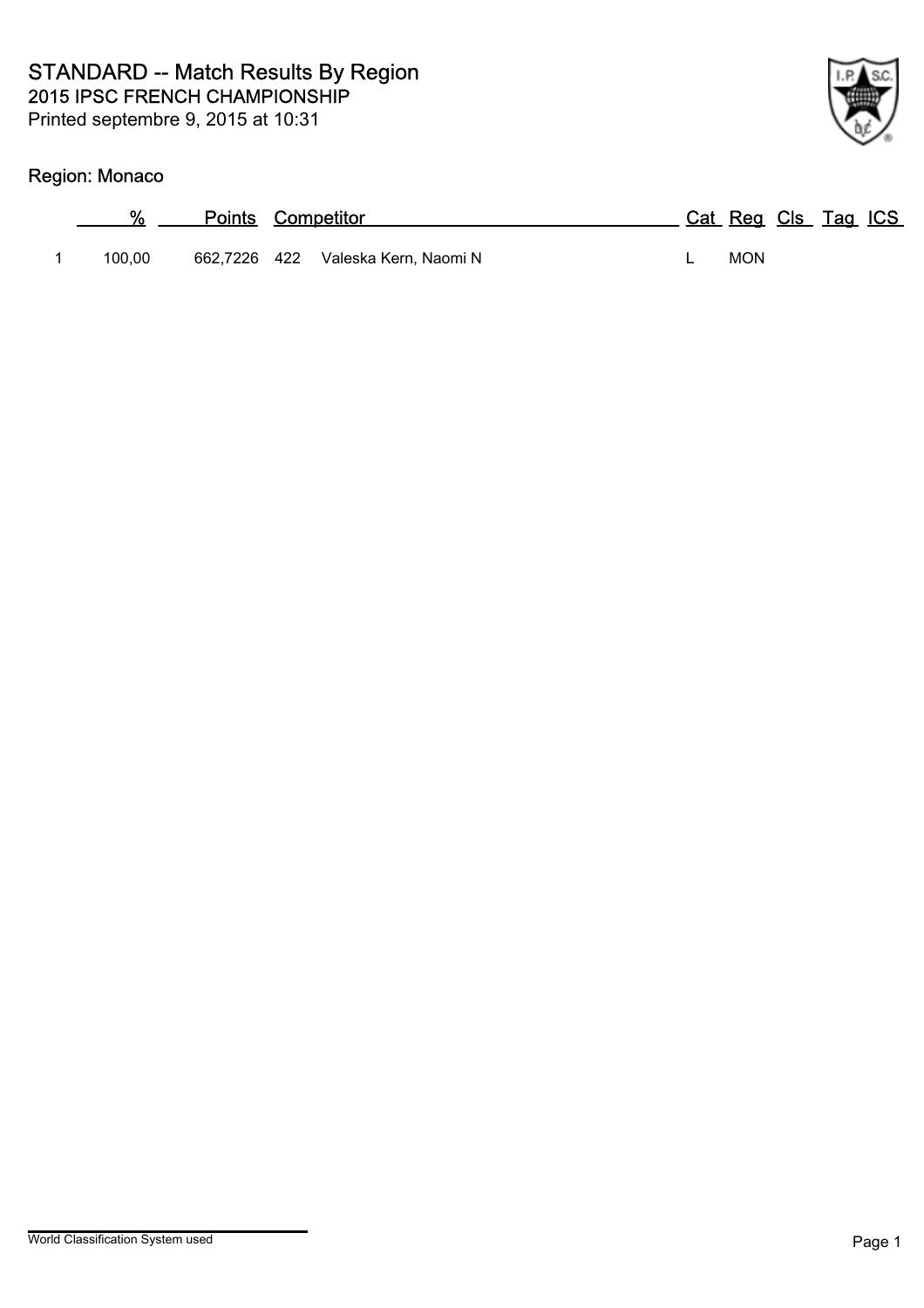# STANDARD -- Match Results By Region

## 2015 IPSC FRENCH CHAMPIONSHIP

Printed septembre 9, 2015 at 10:31

### Region: Monaco

| | % | Points | Competitor | | Cat | Reg | Cls | Tag | ICS |
|---|---|---|---|---|---|---|---|---|---|
| 1 | 100,00 | 662,7226 | 422 | Valeska Kern, Naomi N | L | MON | | | |

World Classification System used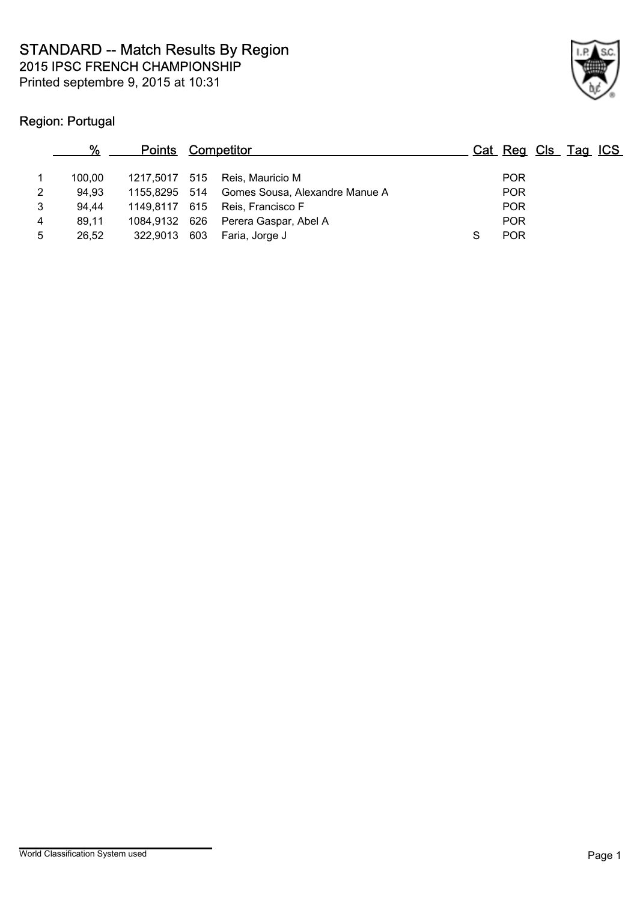# STANDARD -- Match Results By Region

## 2015 IPSC FRENCH CHAMPIONSHIP

Printed septembre 9, 2015 at 10:31

### Region: Portugal

| | % | Points | | Competitor | Cat | Reg | Cls | Tag | ICS |
|---|---|---|---|---|---|---|---|---|---|
| 1 | 100,00 | 1217,5017 | 515 | Reis, Mauricio M | | POR | | | |
| 2 | 94,93 | 1155,8295 | 514 | Gomes Sousa, Alexandre Manue A | | POR | | | |
| 3 | 94,44 | 1149,8117 | 615 | Reis, Francisco F | | POR | | | |
| 4 | 89,11 | 1084,9132 | 626 | Perera Gaspar, Abel A | | POR | | | |
| 5 | 26,52 | 322,9013 | 603 | Faria, Jorge J | S | POR | | | |

World Classification System used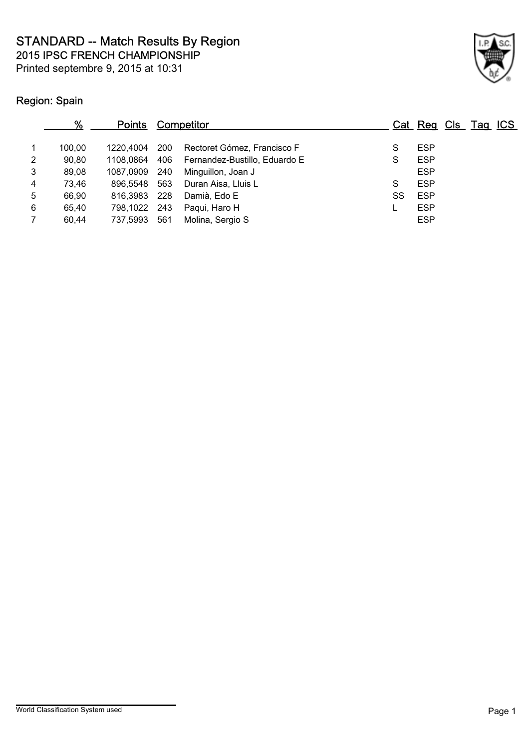# STANDARD -- Match Results By Region

## 2015 IPSC FRENCH CHAMPIONSHIP

Printed septembre 9, 2015 at 10:31

### Region: Spain

| | % | Points | Competitor | | Cat | Reg | Cls | Tag | ICS |
|---|---|---|---|---|---|---|---|---|---|
| 1 | 100,00 | 1220,4004 | 200 | Rectoret Gómez, Francisco F | S | ESP | | | |
| 2 | 90,80 | 1108,0864 | 406 | Fernandez-Bustillo, Eduardo E | S | ESP | | | |
| 3 | 89,08 | 1087,0909 | 240 | Minguillon, Joan J | | ESP | | | |
| 4 | 73,46 | 896,5548 | 563 | Duran Aisa, Lluis L | S | ESP | | | |
| 5 | 66,90 | 816,3983 | 228 | Damià, Edo E | SS | ESP | | | |
| 6 | 65,40 | 798,1022 | 243 | Paqui, Haro H | L | ESP | | | |
| 7 | 60,44 | 737,5993 | 561 | Molina, Sergio S | | ESP | | | |

World Classification System used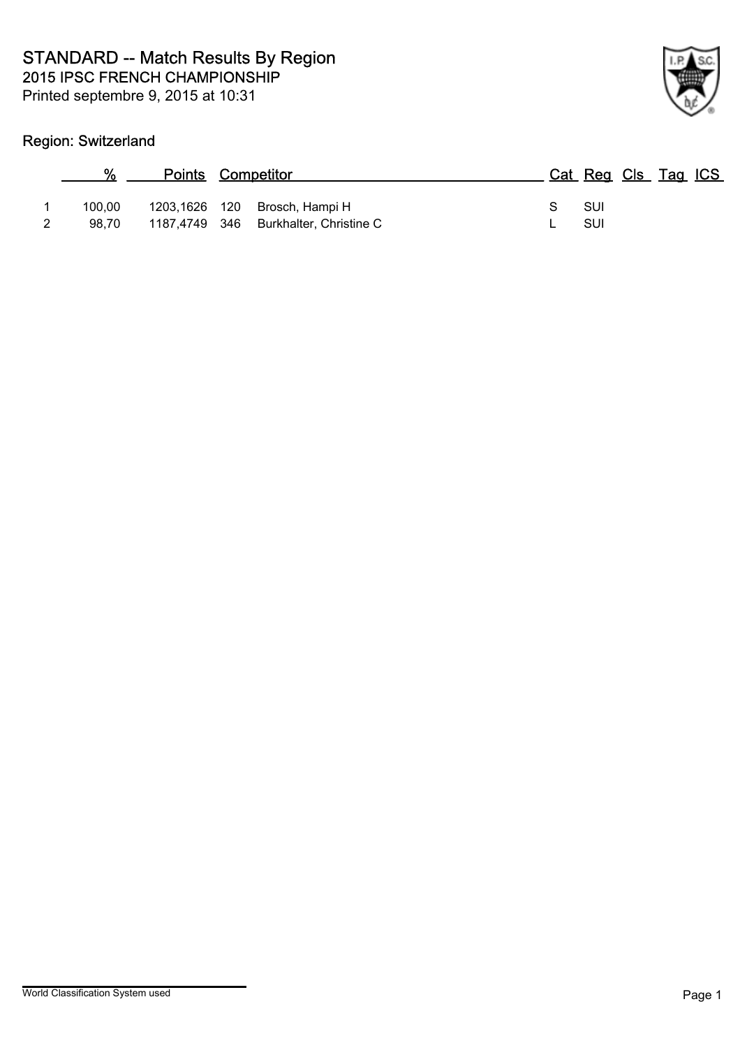# STANDARD -- Match Results By Region

## 2015 IPSC FRENCH CHAMPIONSHIP

Printed septembre 9, 2015 at 10:31

### Region: Switzerland

|  | % | Points | Competitor |  | Cat | Reg | Cls | Tag | ICS |
|---|---|---|---|---|---|---|---|---|---|
| 1 | 100,00 | 1203,1626 | 120 | Brosch, Hampi H | S | SUI |  |  |  |
| 2 | 98,70 | 1187,4749 | 346 | Burkhalter, Christine C | L | SUI |  |  |  |

World Classification System used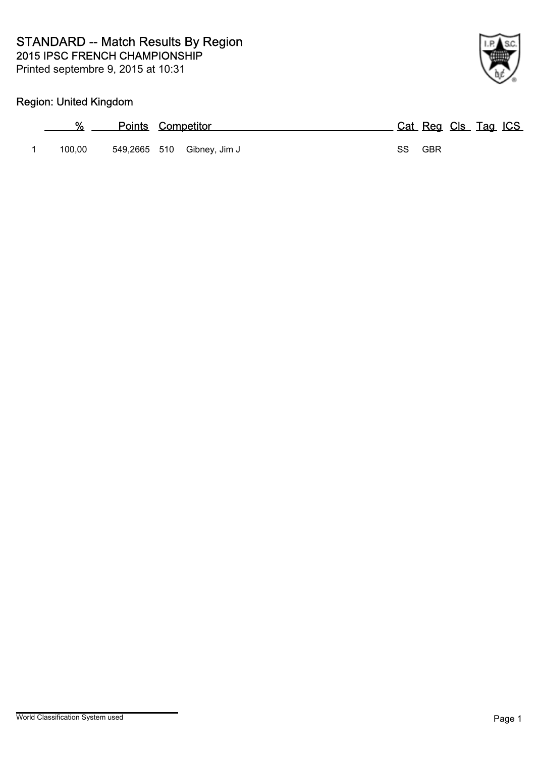# STANDARD -- Match Results By Region

## 2015 IPSC FRENCH CHAMPIONSHIP

Printed septembre 9, 2015 at 10:31

### Region: United Kingdom

| | % | Points | Competitor | | Cat | Reg | Cls | Tag | ICS |
|---|---|---|---|---|---|---|---|---|---|
| 1 | 100,00 | 549,2665 | 510 | Gibney, Jim J | SS | GBR | | | |

World Classification System used